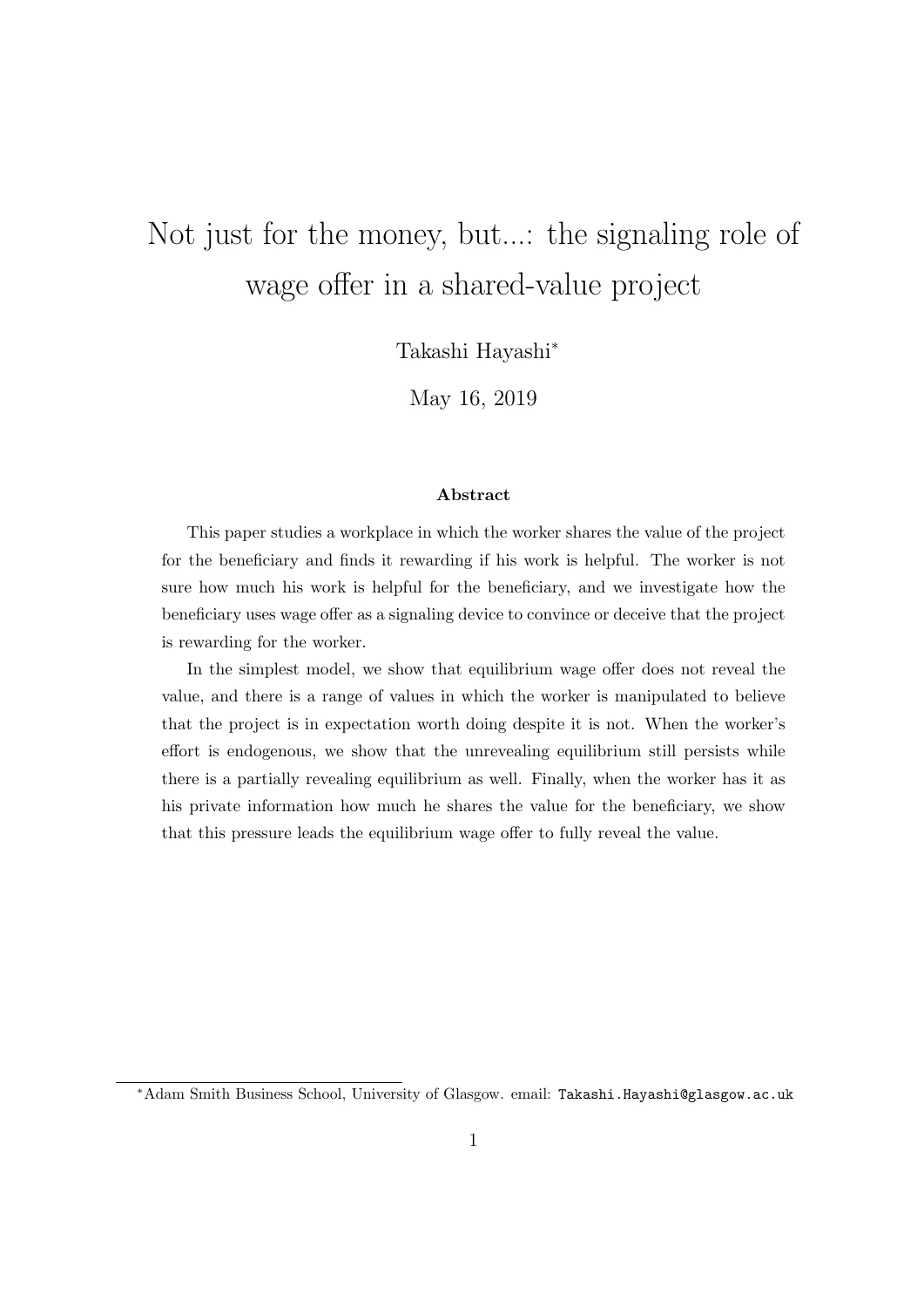# Not just for the money, but...: the signaling role of wage offer in a shared-value project

Takashi Hayashi[*]

May 16, 2019

**Abstract**

This paper studies a workplace in which the worker shares the value of the project for the beneficiary and finds it rewarding if his work is helpful. The worker is not sure how much his work is helpful for the beneficiary, and we investigate how the beneficiary uses wage offer as a signaling device to convince or deceive that the project is rewarding for the worker.

In the simplest model, we show that equilibrium wage offer does not reveal the value, and there is a range of values in which the worker is manipulated to believe that the project is in expectation worth doing despite it is not. When the worker's effort is endogenous, we show that the unrevealing equilibrium still persists while there is a partially revealing equilibrium as well. Finally, when the worker has it as his private information how much he shares the value for the beneficiary, we show that this pressure leads the equilibrium wage offer to fully reveal the value.

---

[*] Adam Smith Business School, University of Glasgow. email: `Takashi.Hayashi@glasgow.ac.uk`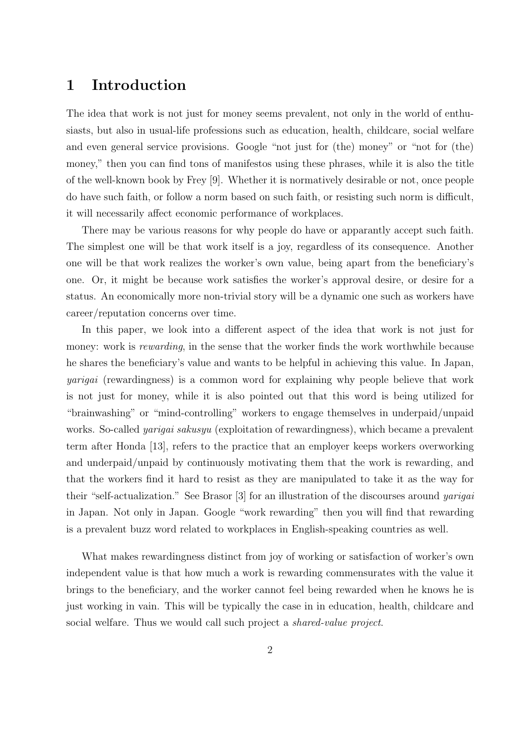# 1 Introduction

The idea that work is not just for money seems prevalent, not only in the world of enthusiasts, but also in usual-life professions such as education, health, childcare, social welfare and even general service provisions. Google "not just for (the) money" or "not for (the) money," then you can find tons of manifestos using these phrases, while it is also the title of the well-known book by Frey [9]. Whether it is normatively desirable or not, once people do have such faith, or follow a norm based on such faith, or resisting such norm is difficult, it will necessarily affect economic performance of workplaces.

There may be various reasons for why people do have or apparantly accept such faith. The simplest one will be that work itself is a joy, regardless of its consequence. Another one will be that work realizes the worker's own value, being apart from the beneficiary's one. Or, it might be because work satisfies the worker's approval desire, or desire for a status. An economically more non-trivial story will be a dynamic one such as workers have career/reputation concerns over time.

In this paper, we look into a different aspect of the idea that work is not just for money: work is *rewarding*, in the sense that the worker finds the work worthwhile because he shares the beneficiary's value and wants to be helpful in achieving this value. In Japan, *yarigai* (rewardingness) is a common word for explaining why people believe that work is not just for money, while it is also pointed out that this word is being utilized for "brainwashing" or "mind-controlling" workers to engage themselves in underpaid/unpaid works. So-called *yarigai sakusyu* (exploitation of rewardingness), which became a prevalent term after Honda [13], refers to the practice that an employer keeps workers overworking and underpaid/unpaid by continuously motivating them that the work is rewarding, and that the workers find it hard to resist as they are manipulated to take it as the way for their "self-actualization." See Brasor [3] for an illustration of the discourses around *yarigai* in Japan. Not only in Japan. Google "work rewarding" then you will find that rewarding is a prevalent buzz word related to workplaces in English-speaking countries as well.

What makes rewardingness distinct from joy of working or satisfaction of worker's own independent value is that how much a work is rewarding commensurates with the value it brings to the beneficiary, and the worker cannot feel being rewarded when he knows he is just working in vain. This will be typically the case in in education, health, childcare and social welfare. Thus we would call such project a *shared-value project*.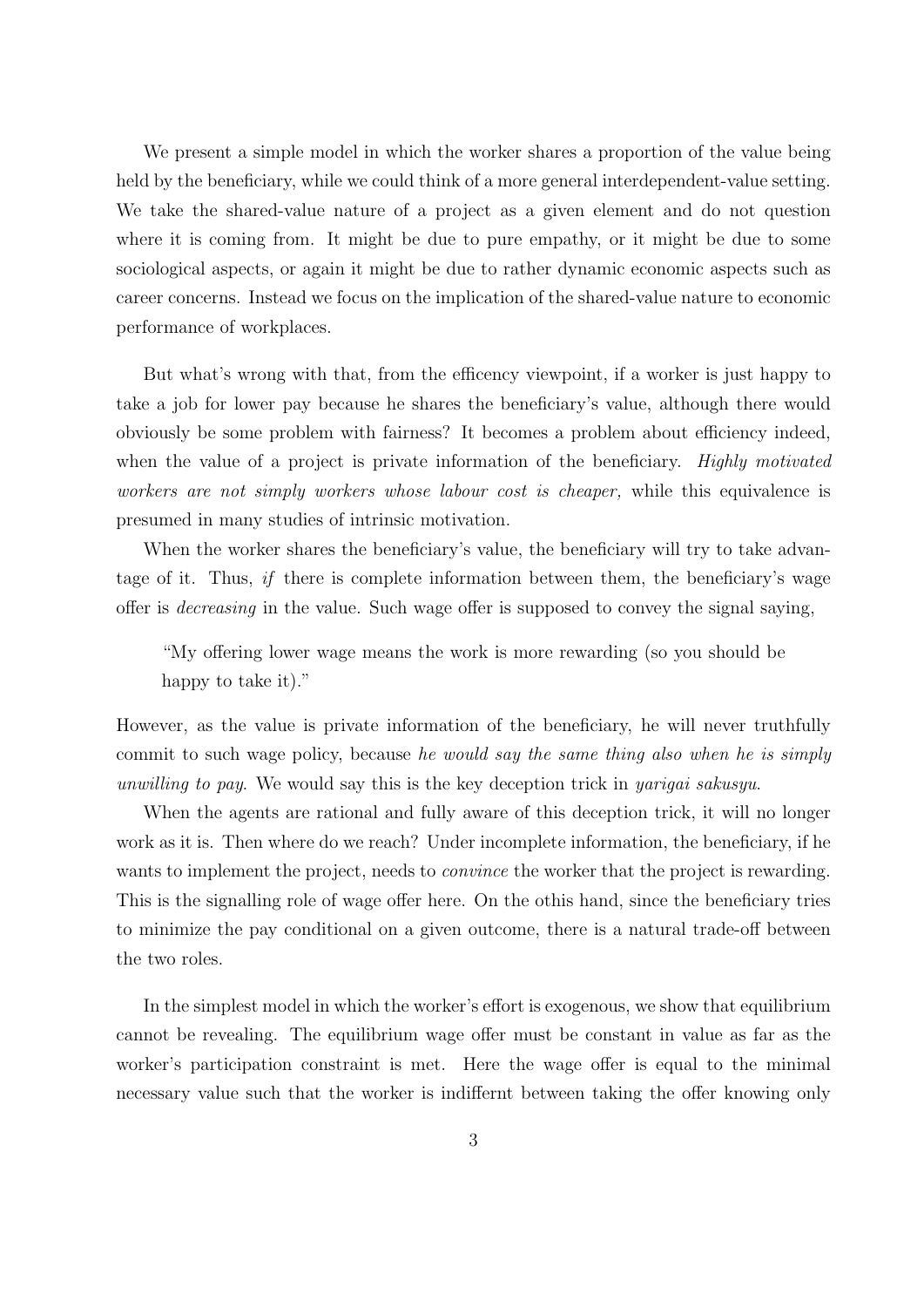We present a simple model in which the worker shares a proportion of the value being held by the beneficiary, while we could think of a more general interdependent-value setting. We take the shared-value nature of a project as a given element and do not question where it is coming from. It might be due to pure empathy, or it might be due to some sociological aspects, or again it might be due to rather dynamic economic aspects such as career concerns. Instead we focus on the implication of the shared-value nature to economic performance of workplaces.

But what's wrong with that, from the efficency viewpoint, if a worker is just happy to take a job for lower pay because he shares the beneficiary's value, although there would obviously be some problem with fairness? It becomes a problem about efficiency indeed, when the value of a project is private information of the beneficiary. *Highly motivated workers are not simply workers whose labour cost is cheaper,* while this equivalence is presumed in many studies of intrinsic motivation.

When the worker shares the beneficiary's value, the beneficiary will try to take advantage of it. Thus, *if* there is complete information between them, the beneficiary's wage offer is *decreasing* in the value. Such wage offer is supposed to convey the signal saying,

> "My offering lower wage means the work is more rewarding (so you should be happy to take it)."

However, as the value is private information of the beneficiary, he will never truthfully commit to such wage policy, because *he would say the same thing also when he is simply unwilling to pay.* We would say this is the key deception trick in *yarigai sakusyu*.

When the agents are rational and fully aware of this deception trick, it will no longer work as it is. Then where do we reach? Under incomplete information, the beneficiary, if he wants to implement the project, needs to *convince* the worker that the project is rewarding. This is the signalling role of wage offer here. On the othis hand, since the beneficiary tries to minimize the pay conditional on a given outcome, there is a natural trade-off between the two roles.

In the simplest model in which the worker's effort is exogenous, we show that equilibrium cannot be revealing. The equilibrium wage offer must be constant in value as far as the worker's participation constraint is met. Here the wage offer is equal to the minimal necessary value such that the worker is indiffernt between taking the offer knowing only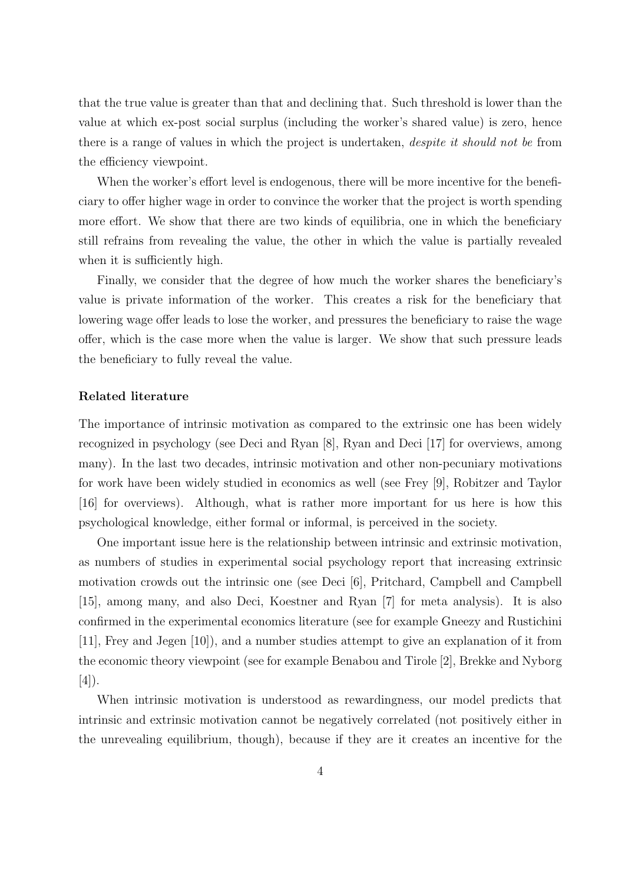that the true value is greater than that and declining that. Such threshold is lower than the value at which ex-post social surplus (including the worker's shared value) is zero, hence there is a range of values in which the project is undertaken, *despite it should not be* from the efficiency viewpoint.

When the worker's effort level is endogenous, there will be more incentive for the beneficiary to offer higher wage in order to convince the worker that the project is worth spending more effort. We show that there are two kinds of equilibria, one in which the beneficiary still refrains from revealing the value, the other in which the value is partially revealed when it is sufficiently high.

Finally, we consider that the degree of how much the worker shares the beneficiary's value is private information of the worker. This creates a risk for the beneficiary that lowering wage offer leads to lose the worker, and pressures the beneficiary to raise the wage offer, which is the case more when the value is larger. We show that such pressure leads the beneficiary to fully reveal the value.

### Related literature

The importance of intrinsic motivation as compared to the extrinsic one has been widely recognized in psychology (see Deci and Ryan [8], Ryan and Deci [17] for overviews, among many). In the last two decades, intrinsic motivation and other non-pecuniary motivations for work have been widely studied in economics as well (see Frey [9], Robitzer and Taylor [16] for overviews). Although, what is rather more important for us here is how this psychological knowledge, either formal or informal, is perceived in the society.

One important issue here is the relationship between intrinsic and extrinsic motivation, as numbers of studies in experimental social psychology report that increasing extrinsic motivation crowds out the intrinsic one (see Deci [6], Pritchard, Campbell and Campbell [15], among many, and also Deci, Koestner and Ryan [7] for meta analysis). It is also confirmed in the experimental economics literature (see for example Gneezy and Rustichini [11], Frey and Jegen [10]), and a number studies attempt to give an explanation of it from the economic theory viewpoint (see for example Benabou and Tirole [2], Brekke and Nyborg [4]).

When intrinsic motivation is understood as rewardingness, our model predicts that intrinsic and extrinsic motivation cannot be negatively correlated (not positively either in the unrevealing equilibrium, though), because if they are it creates an incentive for the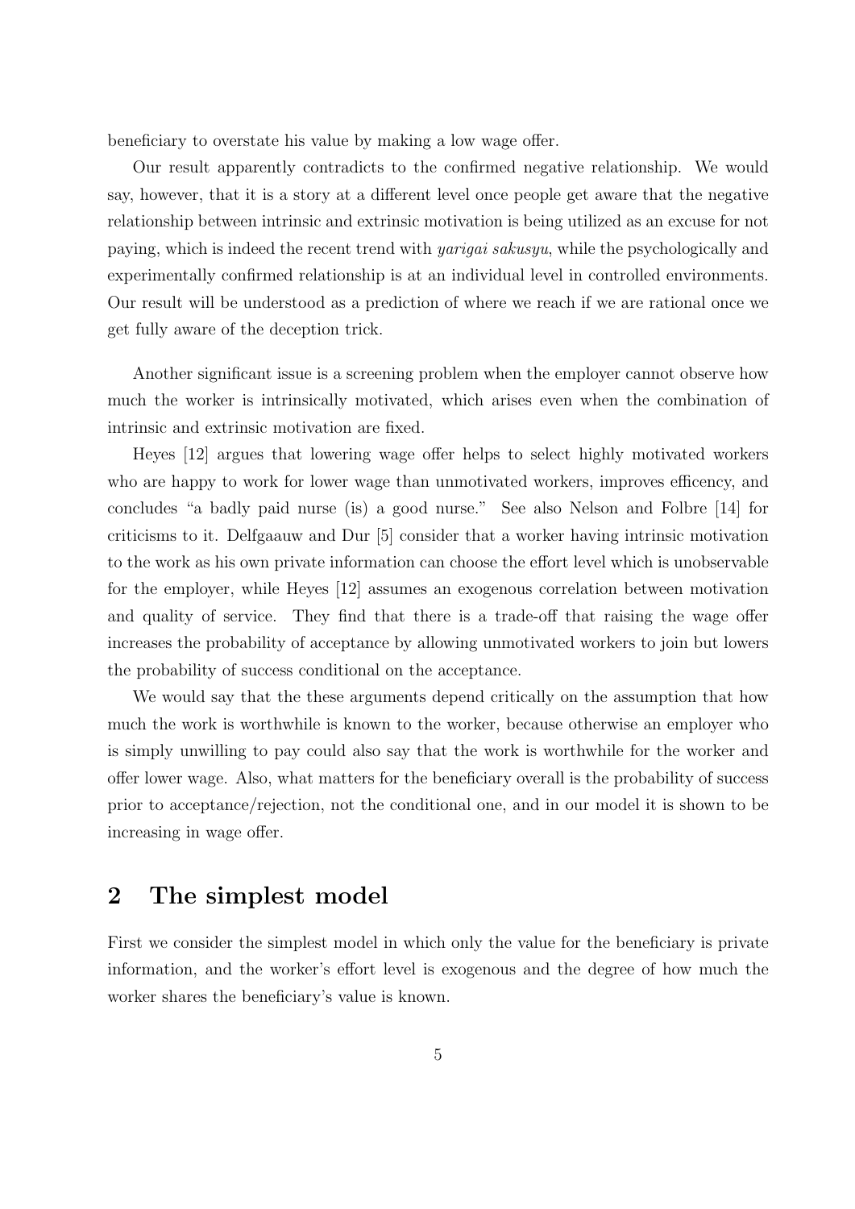beneficiary to overstate his value by making a low wage offer.

Our result apparently contradicts to the confirmed negative relationship. We would say, however, that it is a story at a different level once people get aware that the negative relationship between intrinsic and extrinsic motivation is being utilized as an excuse for not paying, which is indeed the recent trend with *yarigai sakusyu*, while the psychologically and experimentally confirmed relationship is at an individual level in controlled environments. Our result will be understood as a prediction of where we reach if we are rational once we get fully aware of the deception trick.

Another significant issue is a screening problem when the employer cannot observe how much the worker is intrinsically motivated, which arises even when the combination of intrinsic and extrinsic motivation are fixed.

Heyes [12] argues that lowering wage offer helps to select highly motivated workers who are happy to work for lower wage than unmotivated workers, improves efficency, and concludes "a badly paid nurse (is) a good nurse." See also Nelson and Folbre [14] for criticisms to it. Delfgaauw and Dur [5] consider that a worker having intrinsic motivation to the work as his own private information can choose the effort level which is unobservable for the employer, while Heyes [12] assumes an exogenous correlation between motivation and quality of service. They find that there is a trade-off that raising the wage offer increases the probability of acceptance by allowing unmotivated workers to join but lowers the probability of success conditional on the acceptance.

We would say that the these arguments depend critically on the assumption that how much the work is worthwhile is known to the worker, because otherwise an employer who is simply unwilling to pay could also say that the work is worthwhile for the worker and offer lower wage. Also, what matters for the beneficiary overall is the probability of success prior to acceptance/rejection, not the conditional one, and in our model it is shown to be increasing in wage offer.

## 2 The simplest model

First we consider the simplest model in which only the value for the beneficiary is private information, and the worker's effort level is exogenous and the degree of how much the worker shares the beneficiary's value is known.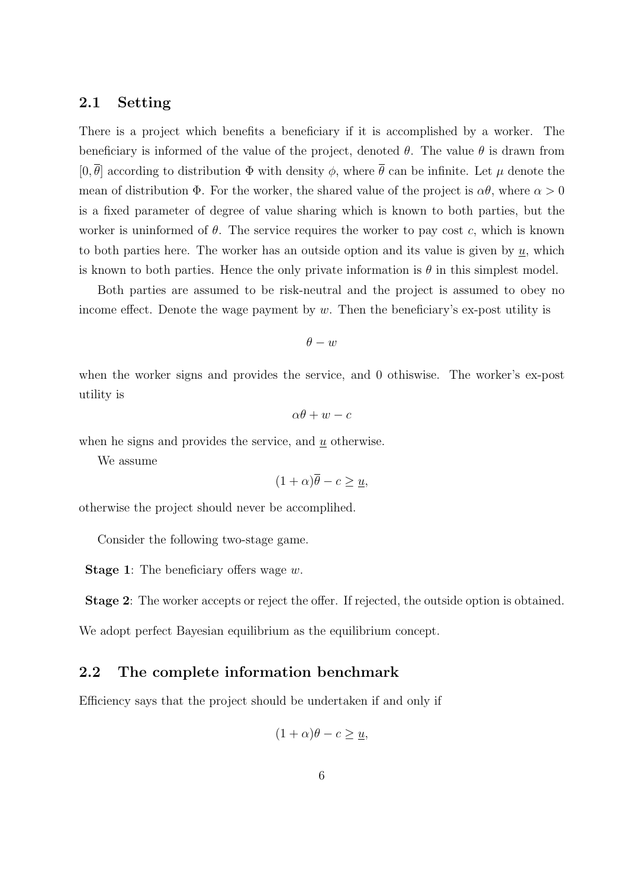## 2.1 Setting

There is a project which benefits a beneficiary if it is accomplished by a worker. The beneficiary is informed of the value of the project, denoted $\theta$. The value $\theta$ is drawn from $[0, \overline{\theta}]$ according to distribution $\Phi$ with density $\phi$, where $\overline{\theta}$ can be infinite. Let $\mu$ denote the mean of distribution $\Phi$. For the worker, the shared value of the project is $\alpha\theta$, where $\alpha > 0$ is a fixed parameter of degree of value sharing which is known to both parties, but the worker is uninformed of $\theta$. The service requires the worker to pay cost $c$, which is known to both parties here. The worker has an outside option and its value is given by $\underline{u}$, which is known to both parties. Hence the only private information is $\theta$ in this simplest model.

Both parties are assumed to be risk-neutral and the project is assumed to obey no income effect. Denote the wage payment by $w$. Then the beneficiary's ex-post utility is

$$\theta - w$$

when the worker signs and provides the service, and 0 othiswise. The worker's ex-post utility is

$$\alpha\theta + w - c$$

when he signs and provides the service, and $\underline{u}$ otherwise.

We assume

$$(1 + \alpha)\overline{\theta} - c \geq \underline{u},$$

otherwise the project should never be accomplihed.

Consider the following two-stage game.

**Stage 1**: The beneficiary offers wage $w$.

**Stage 2**: The worker accepts or reject the offer. If rejected, the outside option is obtained.

We adopt perfect Bayesian equilibrium as the equilibrium concept.

## 2.2 The complete information benchmark

Efficiency says that the project should be undertaken if and only if

$$(1 + \alpha)\theta - c \geq \underline{u},$$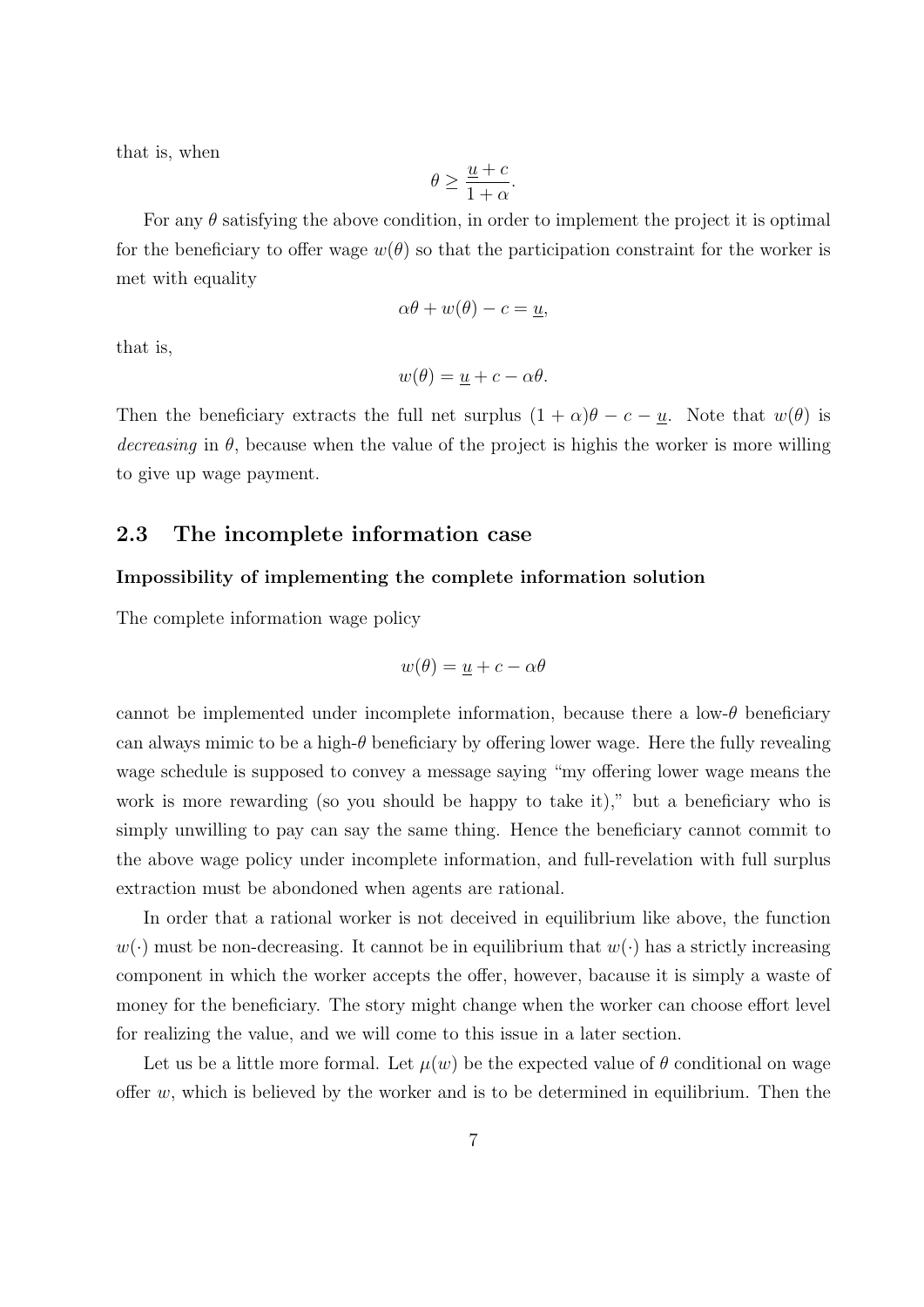that is, when

$$\theta \geq \frac{\underline{u} + c}{1 + \alpha}.$$

For any $\theta$ satisfying the above condition, in order to implement the project it is optimal for the beneficiary to offer wage $w(\theta)$ so that the participation constraint for the worker is met with equality

$$\alpha\theta + w(\theta) - c = \underline{u},$$

that is,

$$w(\theta) = \underline{u} + c - \alpha\theta.$$

Then the beneficiary extracts the full net surplus $(1 + \alpha)\theta - c - \underline{u}$. Note that $w(\theta)$ is *decreasing* in $\theta$, because when the value of the project is highis the worker is more willing to give up wage payment.

## 2.3 The incomplete information case

**Impossibility of implementing the complete information solution**

The complete information wage policy

$$w(\theta) = \underline{u} + c - \alpha\theta$$

cannot be implemented under incomplete information, because there a low-$\theta$ beneficiary can always mimic to be a high-$\theta$ beneficiary by offering lower wage. Here the fully revealing wage schedule is supposed to convey a message saying "my offering lower wage means the work is more rewarding (so you should be happy to take it)," but a beneficiary who is simply unwilling to pay can say the same thing. Hence the beneficiary cannot commit to the above wage policy under incomplete information, and full-revelation with full surplus extraction must be abondoned when agents are rational.

In order that a rational worker is not deceived in equilibrium like above, the function $w(\cdot)$ must be non-decreasing. It cannot be in equilibrium that $w(\cdot)$ has a strictly increasing component in which the worker accepts the offer, however, bacause it is simply a waste of money for the beneficiary. The story might change when the worker can choose effort level for realizing the value, and we will come to this issue in a later section.

Let us be a little more formal. Let $\mu(w)$ be the expected value of $\theta$ conditional on wage offer $w$, which is believed by the worker and is to be determined in equilibrium. Then the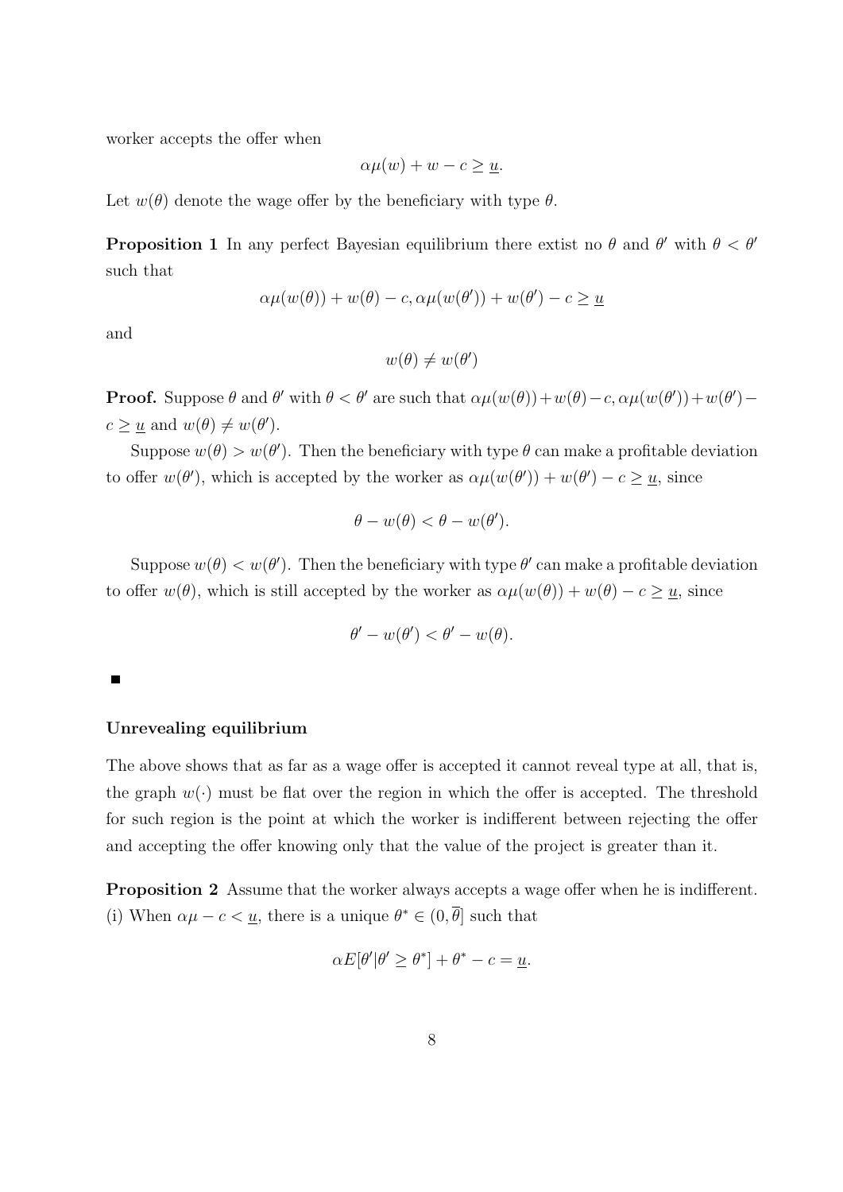worker accepts the offer when

$$\alpha\mu(w) + w - c \geq \underline{u}.$$

Let $w(\theta)$ denote the wage offer by the beneficiary with type $\theta$.

**Proposition 1** In any perfect Bayesian equilibrium there extist no $\theta$ and $\theta'$ with $\theta < \theta'$ such that

$$\alpha\mu(w(\theta)) + w(\theta) - c, \alpha\mu(w(\theta')) + w(\theta') - c \geq \underline{u}$$

and

$$w(\theta) \neq w(\theta')$$

**Proof.** Suppose $\theta$ and $\theta'$ with $\theta < \theta'$ are such that $\alpha\mu(w(\theta)) + w(\theta) - c, \alpha\mu(w(\theta')) + w(\theta') - c \geq \underline{u}$ and $w(\theta) \neq w(\theta')$.

Suppose $w(\theta) > w(\theta')$. Then the beneficiary with type $\theta$ can make a profitable deviation to offer $w(\theta')$, which is accepted by the worker as $\alpha\mu(w(\theta')) + w(\theta') - c \geq \underline{u}$, since

$$\theta - w(\theta) < \theta - w(\theta').$$

Suppose $w(\theta) < w(\theta')$. Then the beneficiary with type $\theta'$ can make a profitable deviation to offer $w(\theta)$, which is still accepted by the worker as $\alpha\mu(w(\theta)) + w(\theta) - c \geq \underline{u}$, since

$$\theta' - w(\theta') < \theta' - w(\theta).$$

■

**Unrevealing equilibrium**

The above shows that as far as a wage offer is accepted it cannot reveal type at all, that is, the graph $w(\cdot)$ must be flat over the region in which the offer is accepted. The threshold for such region is the point at which the worker is indifferent between rejecting the offer and accepting the offer knowing only that the value of the project is greater than it.

**Proposition 2** Assume that the worker always accepts a wage offer when he is indifferent.
(i) When $\alpha\mu - c < \underline{u}$, there is a unique $\theta^* \in (0, \overline{\theta}]$ such that

$$\alpha E[\theta' | \theta' \geq \theta^*] + \theta^* - c = \underline{u}.$$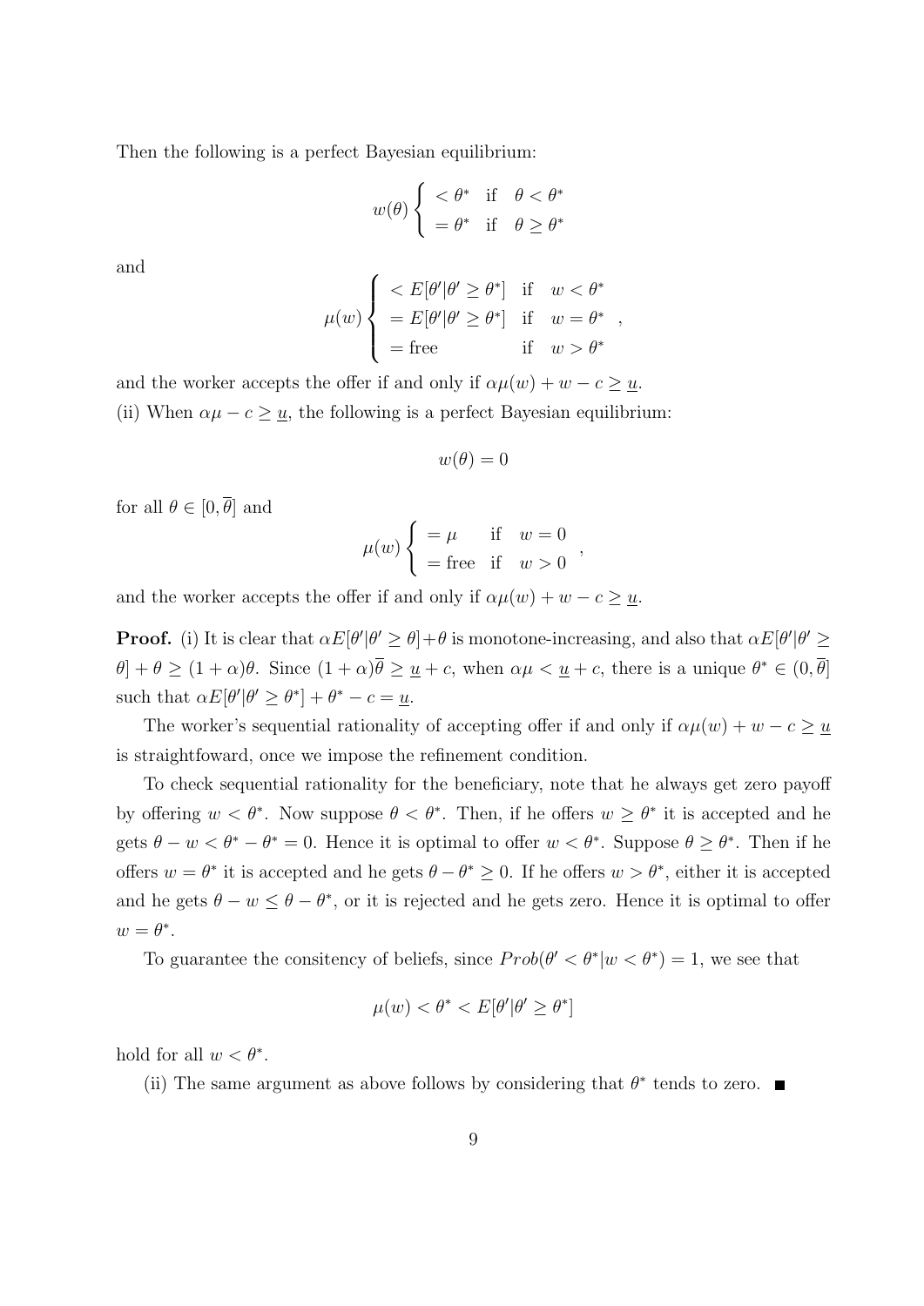Then the following is a perfect Bayesian equilibrium:

$$w(\theta) \begin{cases} < \theta^* & \text{if} \quad \theta < \theta^* \\ = \theta^* & \text{if} \quad \theta \geq \theta^* \end{cases}$$

and

$$\mu(w) \begin{cases} < E[\theta'|\theta' \geq \theta^*] & \text{if} \quad w < \theta^* \\ = E[\theta'|\theta' \geq \theta^*] & \text{if} \quad w = \theta^* \\ = \text{free} & \text{if} \quad w > \theta^* \end{cases},$$

and the worker accepts the offer if and only if $\alpha\mu(w) + w - c \geq \underline{u}$.

(ii) When $\alpha\mu - c \geq \underline{u}$, the following is a perfect Bayesian equilibrium:

$$w(\theta) = 0$$

for all $\theta \in [0, \overline{\theta}]$ and

$$\mu(w) \begin{cases} = \mu & \text{if} \quad w = 0 \\ = \text{free} & \text{if} \quad w > 0 \end{cases},$$

and the worker accepts the offer if and only if $\alpha\mu(w) + w - c \geq \underline{u}$.

**Proof.** (i) It is clear that $\alpha E[\theta'|\theta' \geq \theta] + \theta$ is monotone-increasing, and also that $\alpha E[\theta'|\theta' \geq \theta] + \theta \geq (1+\alpha)\theta$. Since $(1+\alpha)\overline{\theta} \geq \underline{u} + c$, when $\alpha\mu < \underline{u} + c$, there is a unique $\theta^* \in (0, \overline{\theta}]$ such that $\alpha E[\theta'|\theta' \geq \theta^*] + \theta^* - c = \underline{u}$.

The worker's sequential rationality of accepting offer if and only if $\alpha\mu(w) + w - c \geq \underline{u}$ is straightfoward, once we impose the refinement condition.

To check sequential rationality for the beneficiary, note that he always get zero payoff by offering $w < \theta^*$. Now suppose $\theta < \theta^*$. Then, if he offers $w \geq \theta^*$ it is accepted and he gets $\theta - w < \theta^* - \theta^* = 0$. Hence it is optimal to offer $w < \theta^*$. Suppose $\theta \geq \theta^*$. Then if he offers $w = \theta^*$ it is accepted and he gets $\theta - \theta^* \geq 0$. If he offers $w > \theta^*$, either it is accepted and he gets $\theta - w \leq \theta - \theta^*$, or it is rejected and he gets zero. Hence it is optimal to offer $w = \theta^*$.

To guarantee the consitency of beliefs, since $Prob(\theta' < \theta^* | w < \theta^*) = 1$, we see that

$$\mu(w) < \theta^* < E[\theta'|\theta' \geq \theta^*]$$

hold for all $w < \theta^*$.

(ii) The same argument as above follows by considering that $\theta^*$ tends to zero. ■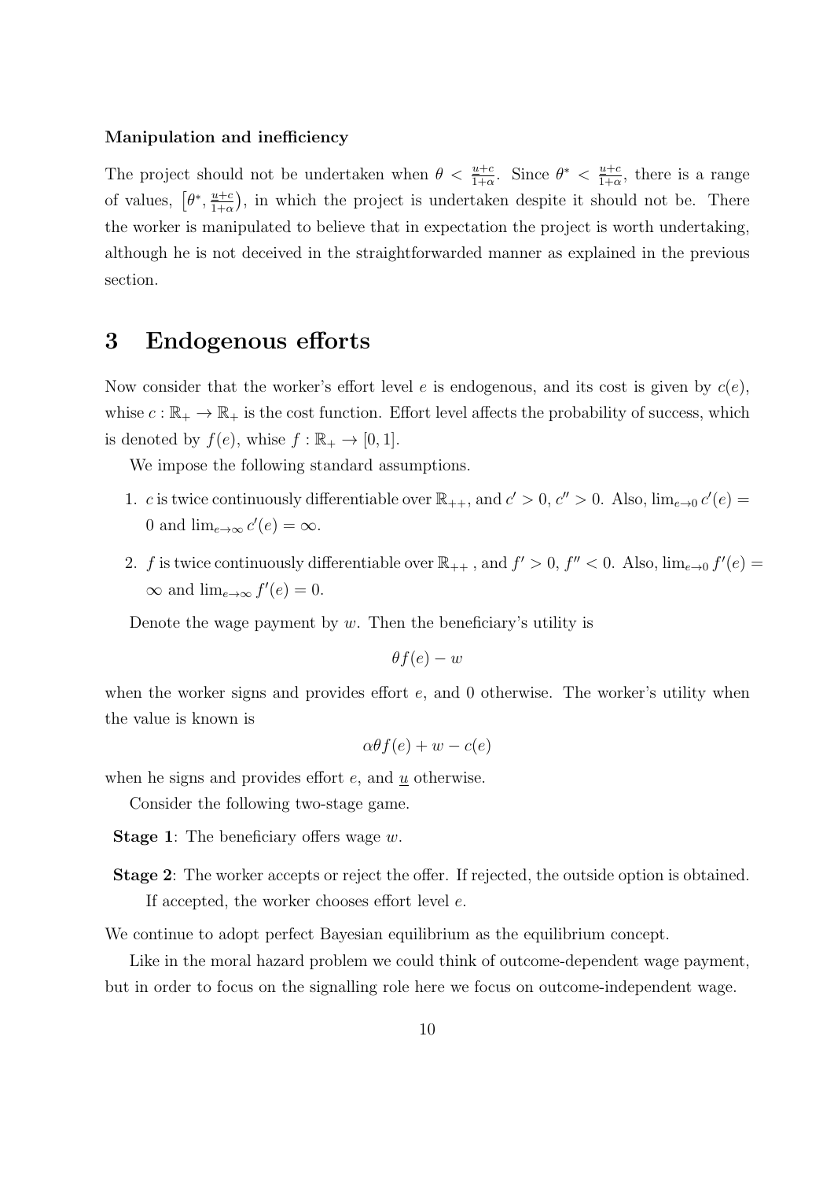**Manipulation and inefficiency**

The project should not be undertaken when $\theta < \frac{\underline{u}+c}{1+\alpha}$. Since $\theta^* < \frac{\underline{u}+c}{1+\alpha}$, there is a range of values, $\left[\theta^*, \frac{\underline{u}+c}{1+\alpha}\right)$, in which the project is undertaken despite it should not be. There the worker is manipulated to believe that in expectation the project is worth undertaking, although he is not deceived in the straightforwarded manner as explained in the previous section.

# 3 Endogenous efforts

Now consider that the worker's effort level $e$ is endogenous, and its cost is given by $c(e)$, whise $c : \mathbb{R}_+ \to \mathbb{R}_+$ is the cost function. Effort level affects the probability of success, which is denoted by $f(e)$, whise $f : \mathbb{R}_+ \to [0, 1]$.

We impose the following standard assumptions.

1. $c$ is twice continuously differentiable over $\mathbb{R}_{++}$, and $c' > 0$, $c'' > 0$. Also, $\lim_{e \to 0} c'(e) = 0$ and $\lim_{e \to \infty} c'(e) = \infty$.
2. $f$ is twice continuously differentiable over $\mathbb{R}_{++}$ , and $f' > 0$, $f'' < 0$. Also, $\lim_{e \to 0} f'(e) = \infty$ and $\lim_{e \to \infty} f'(e) = 0$.

Denote the wage payment by $w$. Then the beneficiary's utility is

$$\theta f(e) - w$$

when the worker signs and provides effort $e$, and 0 otherwise. The worker's utility when the value is known is

$$\alpha \theta f(e) + w - c(e)$$

when he signs and provides effort $e$, and $\underline{u}$ otherwise.

Consider the following two-stage game.

**Stage 1**: The beneficiary offers wage $w$.

**Stage 2**: The worker accepts or reject the offer. If rejected, the outside option is obtained. If accepted, the worker chooses effort level $e$.

We continue to adopt perfect Bayesian equilibrium as the equilibrium concept.

Like in the moral hazard problem we could think of outcome-dependent wage payment, but in order to focus on the signalling role here we focus on outcome-independent wage.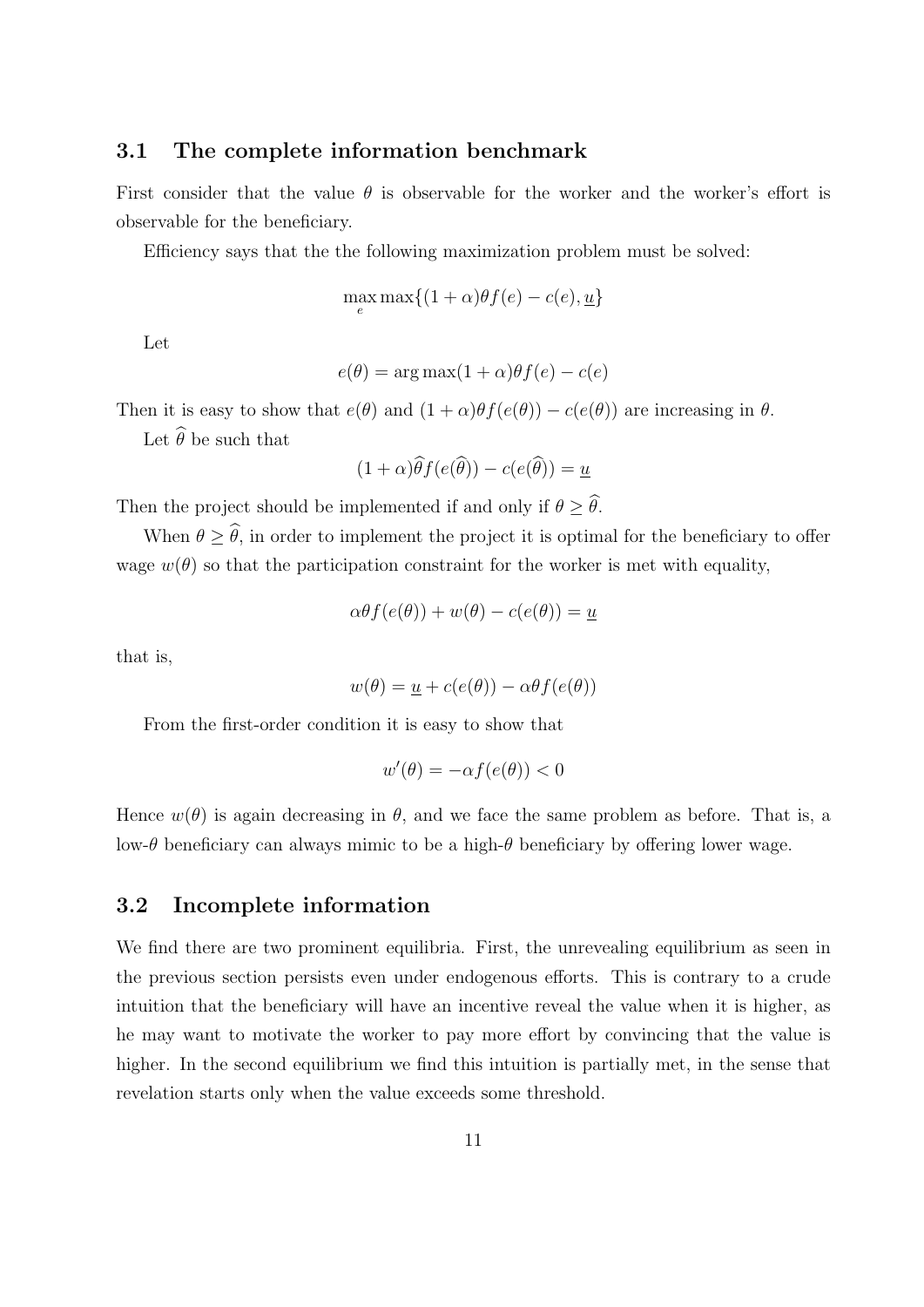### 3.1 The complete information benchmark

First consider that the value $\theta$ is observable for the worker and the worker's effort is observable for the beneficiary.

Efficiency says that the the following maximization problem must be solved:

$$\max_{e} \max\{(1+\alpha)\theta f(e) - c(e), \underline{u}\}$$

Let

$$e(\theta) = \arg\max(1+\alpha)\theta f(e) - c(e)$$

Then it is easy to show that $e(\theta)$ and $(1+\alpha)\theta f(e(\theta)) - c(e(\theta))$ are increasing in $\theta$.

Let $\widehat{\theta}$ be such that

$$(1+\alpha)\widehat{\theta} f(e(\widehat{\theta})) - c(e(\widehat{\theta})) = \underline{u}$$

Then the project should be implemented if and only if $\theta \geq \widehat{\theta}$.

When $\theta \geq \widehat{\theta}$, in order to implement the project it is optimal for the beneficiary to offer wage $w(\theta)$ so that the participation constraint for the worker is met with equality,

$$\alpha\theta f(e(\theta)) + w(\theta) - c(e(\theta)) = \underline{u}$$

that is,

$$w(\theta) = \underline{u} + c(e(\theta)) - \alpha\theta f(e(\theta))$$

From the first-order condition it is easy to show that

$$w'(\theta) = -\alpha f(e(\theta)) < 0$$

Hence $w(\theta)$ is again decreasing in $\theta$, and we face the same problem as before. That is, a low-$\theta$ beneficiary can always mimic to be a high-$\theta$ beneficiary by offering lower wage.

### 3.2 Incomplete information

We find there are two prominent equilibria. First, the unrevealing equilibrium as seen in the previous section persists even under endogenous efforts. This is contrary to a crude intuition that the beneficiary will have an incentive reveal the value when it is higher, as he may want to motivate the worker to pay more effort by convincing that the value is higher. In the second equilibrium we find this intuition is partially met, in the sense that revelation starts only when the value exceeds some threshold.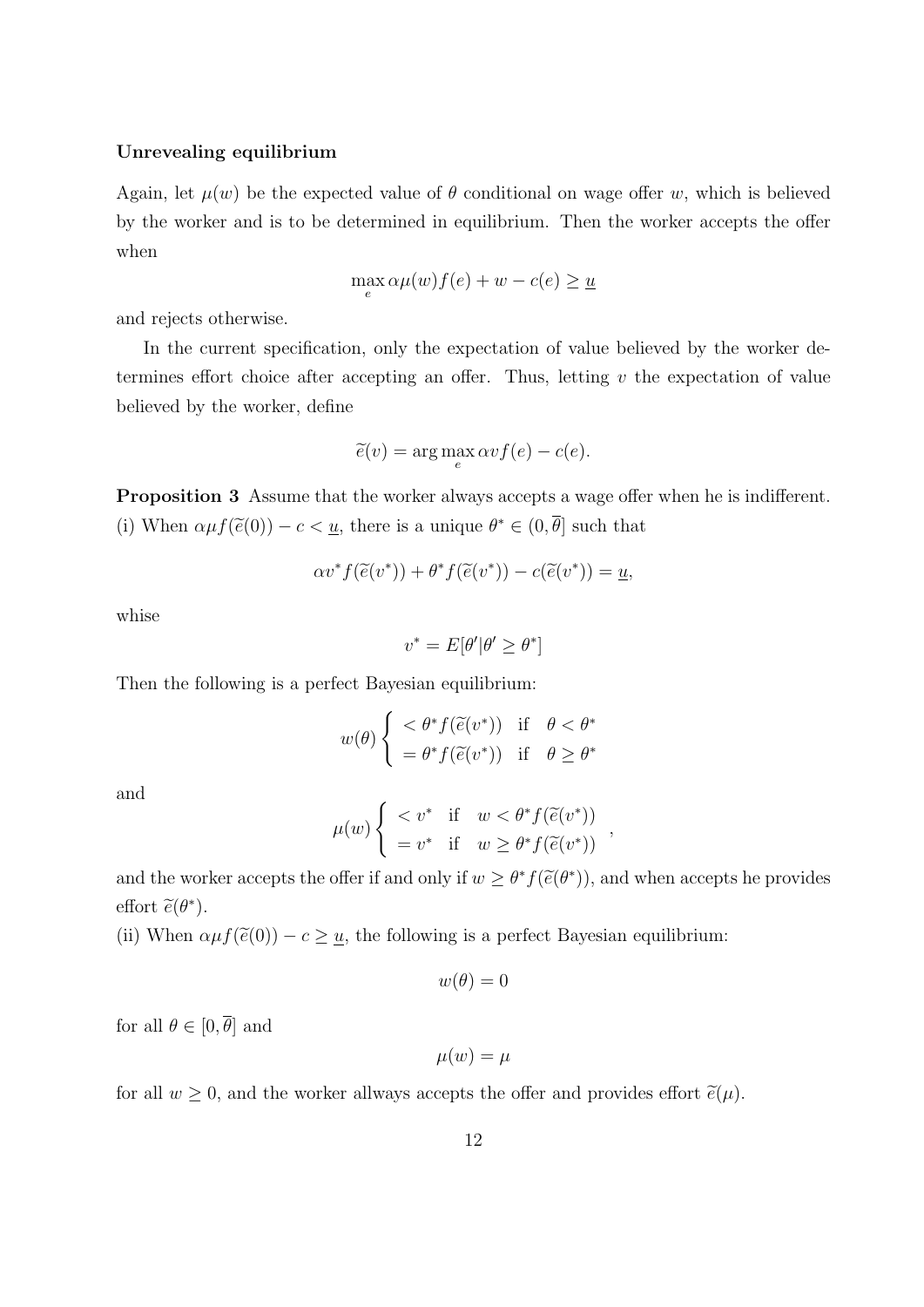**Unrevealing equilibrium**

Again, let $\mu(w)$ be the expected value of $\theta$ conditional on wage offer $w$, which is believed by the worker and is to be determined in equilibrium. Then the worker accepts the offer when

$$\max_{e} \alpha\mu(w)f(e) + w - c(e) \geq \underline{u}$$

and rejects otherwise.

In the current specification, only the expectation of value believed by the worker determines effort choice after accepting an offer. Thus, letting $v$ the expectation of value believed by the worker, define

$$\widetilde{e}(v) = \arg\max_{e} \alpha v f(e) - c(e).$$

**Proposition 3** Assume that the worker always accepts a wage offer when he is indifferent.
(i) When $\alpha\mu f(\widetilde{e}(0)) - c < \underline{u}$, there is a unique $\theta^* \in (0, \overline{\theta}]$ such that

$$\alpha v^* f(\widetilde{e}(v^*)) + \theta^* f(\widetilde{e}(v^*)) - c(\widetilde{e}(v^*)) = \underline{u},$$

whise

$$v^* = E[\theta' | \theta' \geq \theta^*]$$

Then the following is a perfect Bayesian equilibrium:

$$w(\theta) \begin{cases} < \theta^* f(\widetilde{e}(v^*)) & \text{if} \quad \theta < \theta^* \\ = \theta^* f(\widetilde{e}(v^*)) & \text{if} \quad \theta \geq \theta^* \end{cases}$$

and

$$\mu(w) \begin{cases} < v^* & \text{if} \quad w < \theta^* f(\widetilde{e}(v^*)) \\ = v^* & \text{if} \quad w \geq \theta^* f(\widetilde{e}(v^*)) \end{cases},$$

and the worker accepts the offer if and only if $w \geq \theta^* f(\widetilde{e}(\theta^*))$, and when accepts he provides effort $\widetilde{e}(\theta^*)$.
(ii) When $\alpha\mu f(\widetilde{e}(0)) - c \geq \underline{u}$, the following is a perfect Bayesian equilibrium:

$$w(\theta) = 0$$

for all $\theta \in [0, \overline{\theta}]$ and

$$\mu(w) = \mu$$

for all $w \geq 0$, and the worker allways accepts the offer and provides effort $\widetilde{e}(\mu)$.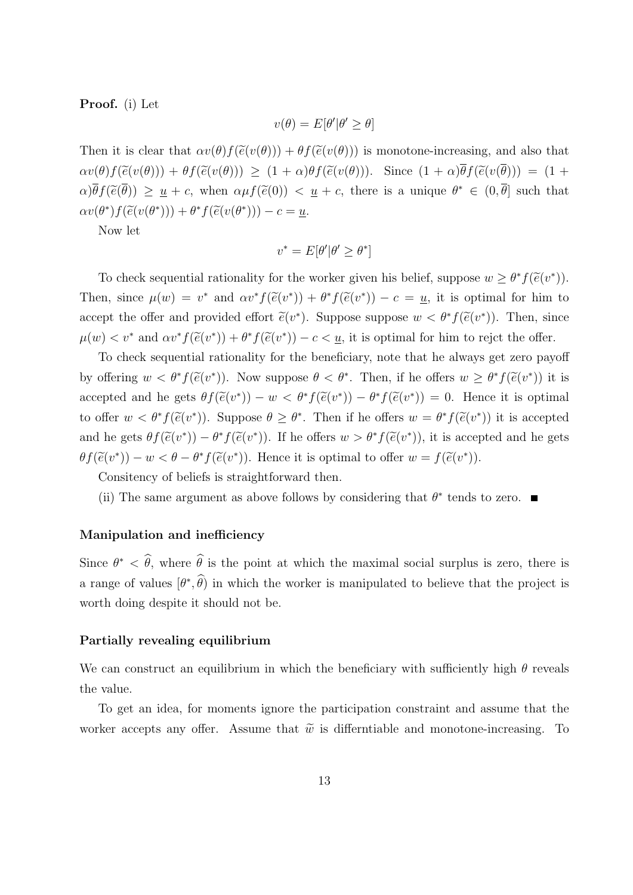**Proof.** (i) Let

$$v(\theta) = E[\theta'|\theta' \geq \theta]$$

Then it is clear that $\alpha v(\theta) f(\widetilde{e}(v(\theta))) + \theta f(\widetilde{e}(v(\theta)))$ is monotone-increasing, and also that $\alpha v(\theta) f(\widetilde{e}(v(\theta))) + \theta f(\widetilde{e}(v(\theta))) \geq (1+\alpha)\theta f(\widetilde{e}(v(\theta)))$. Since $(1+\alpha)\overline{\theta} f(\widetilde{e}(v(\overline{\theta}))) = (1+\alpha)\overline{\theta} f(\widetilde{e}(\overline{\theta})) \geq \underline{u} + c$, when $\alpha \mu f(\widetilde{e}(0)) < \underline{u} + c$, there is a unique $\theta^* \in (0, \overline{\theta}]$ such that $\alpha v(\theta^*) f(\widetilde{e}(v(\theta^*))) + \theta^* f(\widetilde{e}(v(\theta^*))) - c = \underline{u}$.

Now let

$$v^* = E[\theta'|\theta' \geq \theta^*]$$

To check sequential rationality for the worker given his belief, suppose $w \geq \theta^* f(\widetilde{e}(v^*))$. Then, since $\mu(w) = v^*$ and $\alpha v^* f(\widetilde{e}(v^*)) + \theta^* f(\widetilde{e}(v^*)) - c = \underline{u}$, it is optimal for him to accept the offer and provided effort $\widetilde{e}(v^*)$. Suppose suppose $w < \theta^* f(\widetilde{e}(v^*))$. Then, since $\mu(w) < v^*$ and $\alpha v^* f(\widetilde{e}(v^*)) + \theta^* f(\widetilde{e}(v^*)) - c < \underline{u}$, it is optimal for him to rejct the offer.

To check sequential rationality for the beneficiary, note that he always get zero payoff by offering $w < \theta^* f(\widetilde{e}(v^*))$. Now suppose $\theta < \theta^*$. Then, if he offers $w \geq \theta^* f(\widetilde{e}(v^*))$ it is accepted and he gets $\theta f(\widetilde{e}(v^*)) - w < \theta^* f(\widetilde{e}(v^*)) - \theta^* f(\widetilde{e}(v^*)) = 0$. Hence it is optimal to offer $w < \theta^* f(\widetilde{e}(v^*))$. Suppose $\theta \geq \theta^*$. Then if he offers $w = \theta^* f(\widetilde{e}(v^*))$ it is accepted and he gets $\theta f(\widetilde{e}(v^*)) - \theta^* f(\widetilde{e}(v^*))$. If he offers $w > \theta^* f(\widetilde{e}(v^*))$, it is accepted and he gets $\theta f(\widetilde{e}(v^*)) - w < \theta - \theta^* f(\widetilde{e}(v^*))$. Hence it is optimal to offer $w = f(\widetilde{e}(v^*))$.

Consitency of beliefs is straightforward then.

(ii) The same argument as above follows by considering that $\theta^*$ tends to zero. ■

### Manipulation and inefficiency

Since $\theta^* < \widehat{\theta}$, where $\widehat{\theta}$ is the point at which the maximal social surplus is zero, there is a range of values $[\theta^*, \widehat{\theta})$ in which the worker is manipulated to believe that the project is worth doing despite it should not be.

### Partially revealing equilibrium

We can construct an equilibrium in which the beneficiary with sufficiently high $\theta$ reveals the value.

To get an idea, for moments ignore the participation constraint and assume that the worker accepts any offer. Assume that $\widetilde{w}$ is differntiable and monotone-increasing. To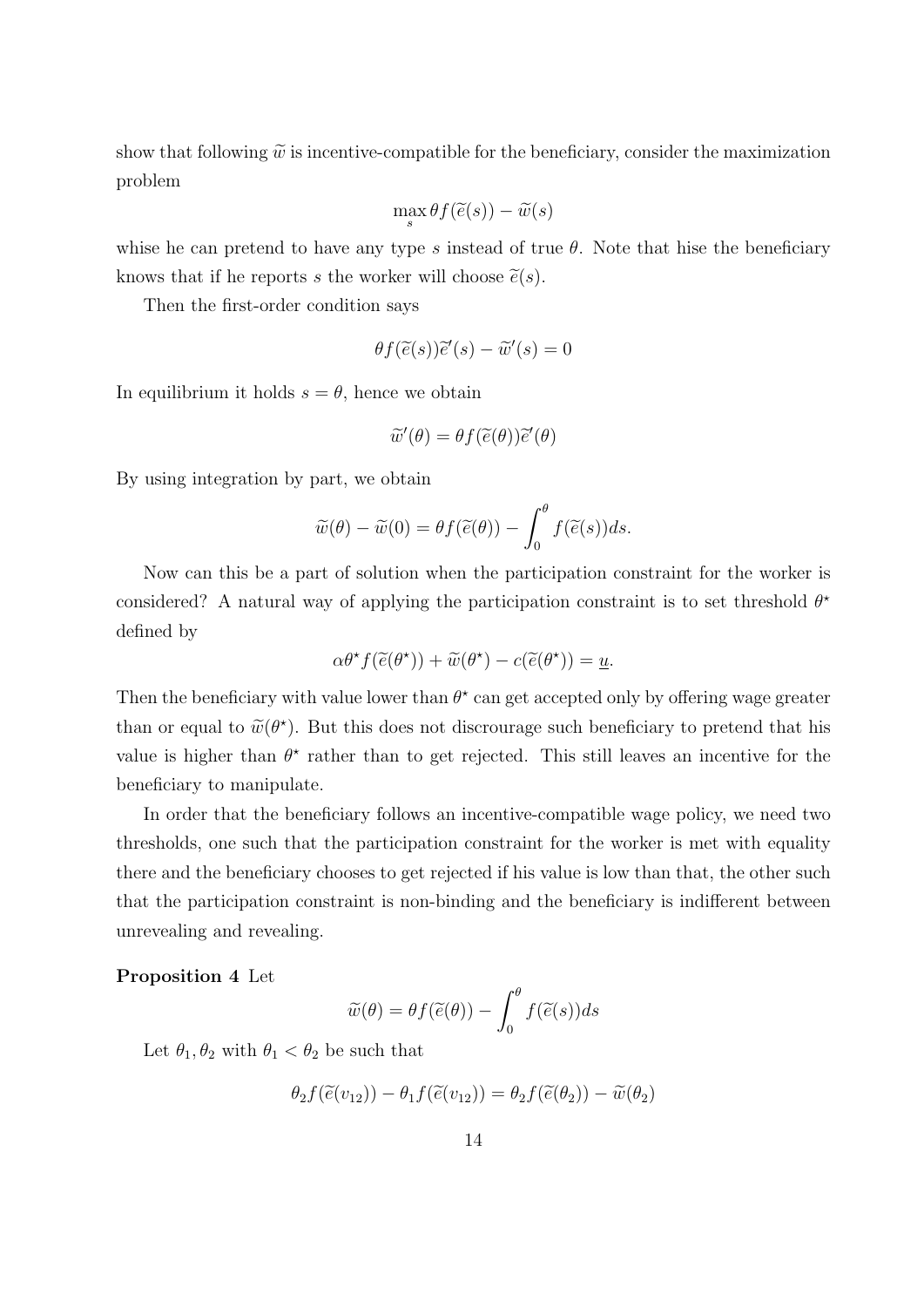show that following $\widetilde{w}$ is incentive-compatible for the beneficiary, consider the maximization problem

$$\max_s \theta f(\widetilde{e}(s)) - \widetilde{w}(s)$$

whise he can pretend to have any type $s$ instead of true $\theta$. Note that hise the beneficiary knows that if he reports $s$ the worker will choose $\widetilde{e}(s)$.

Then the first-order condition says

$$\theta f(\widetilde{e}(s))\widetilde{e}'(s) - \widetilde{w}'(s) = 0$$

In equilibrium it holds $s = \theta$, hence we obtain

$$\widetilde{w}'(\theta) = \theta f(\widetilde{e}(\theta))\widetilde{e}'(\theta)$$

By using integration by part, we obtain

$$\widetilde{w}(\theta) - \widetilde{w}(0) = \theta f(\widetilde{e}(\theta)) - \int_0^\theta f(\widetilde{e}(s))ds.$$

Now can this be a part of solution when the participation constraint for the worker is considered? A natural way of applying the participation constraint is to set threshold $\theta^\star$ defined by

$$\alpha\theta^\star f(\widetilde{e}(\theta^\star)) + \widetilde{w}(\theta^\star) - c(\widetilde{e}(\theta^\star)) = \underline{u}.$$

Then the beneficiary with value lower than $\theta^\star$ can get accepted only by offering wage greater than or equal to $\widetilde{w}(\theta^\star)$. But this does not discrourage such beneficiary to pretend that his value is higher than $\theta^\star$ rather than to get rejected. This still leaves an incentive for the beneficiary to manipulate.

In order that the beneficiary follows an incentive-compatible wage policy, we need two thresholds, one such that the participation constraint for the worker is met with equality there and the beneficiary chooses to get rejected if his value is low than that, the other such that the participation constraint is non-binding and the beneficiary is indifferent between unrevealing and revealing.

**Proposition 4** Let

$$\widetilde{w}(\theta) = \theta f(\widetilde{e}(\theta)) - \int_0^\theta f(\widetilde{e}(s))ds$$

Let $\theta_1, \theta_2$ with $\theta_1 < \theta_2$ be such that

$$\theta_2 f(\widetilde{e}(v_{12})) - \theta_1 f(\widetilde{e}(v_{12})) = \theta_2 f(\widetilde{e}(\theta_2)) - \widetilde{w}(\theta_2)$$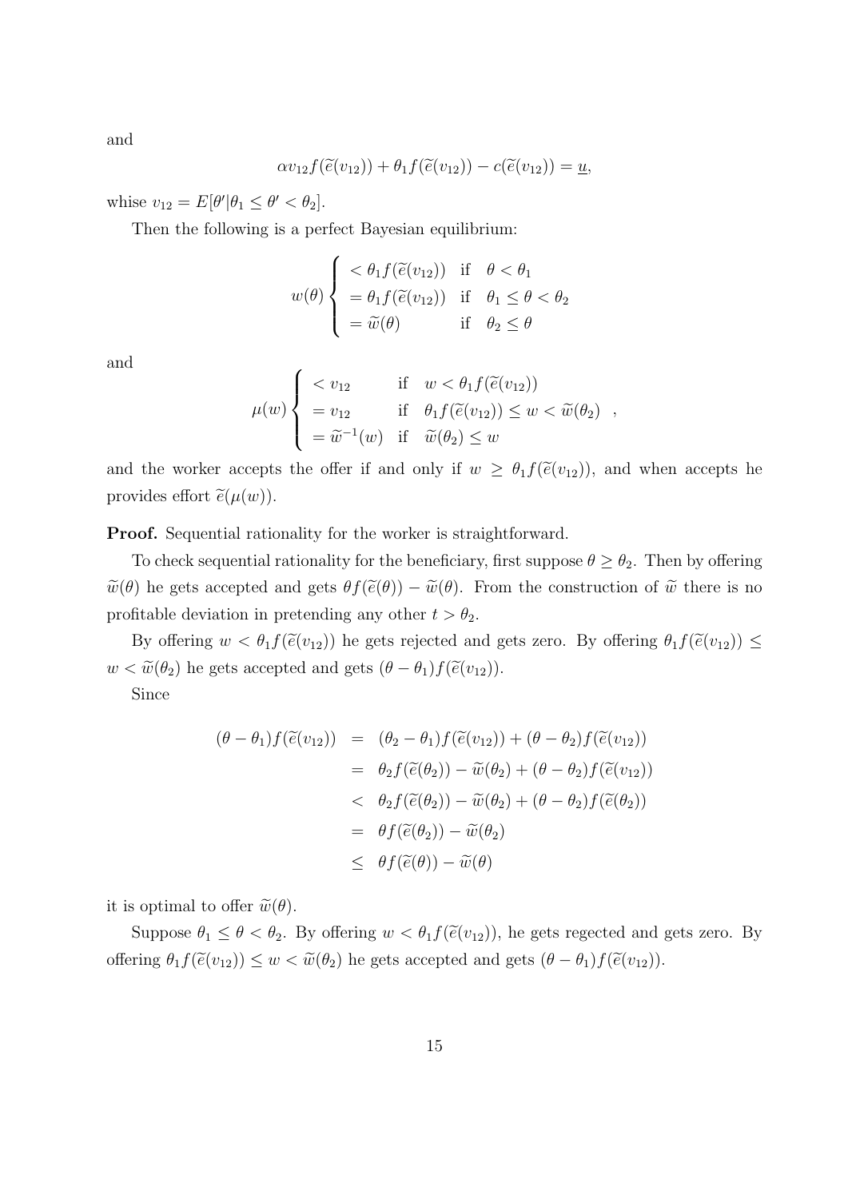and

$$\alpha v_{12} f(\widetilde{e}(v_{12})) + \theta_1 f(\widetilde{e}(v_{12})) - c(\widetilde{e}(v_{12})) = \underline{u},$$

whise $v_{12} = E[\theta' | \theta_1 \leq \theta' < \theta_2]$.

Then the following is a perfect Bayesian equilibrium:

$$w(\theta) \begin{cases} < \theta_1 f(\widetilde{e}(v_{12})) & \text{if} \quad \theta < \theta_1 \\ = \theta_1 f(\widetilde{e}(v_{12})) & \text{if} \quad \theta_1 \leq \theta < \theta_2 \\ = \widetilde{w}(\theta) & \text{if} \quad \theta_2 \leq \theta \end{cases}$$

and

$$\mu(w) \begin{cases} < v_{12} & \text{if} \quad w < \theta_1 f(\widetilde{e}(v_{12})) \\ = v_{12} & \text{if} \quad \theta_1 f(\widetilde{e}(v_{12})) \leq w < \widetilde{w}(\theta_2) \\ = \widetilde{w}^{-1}(w) & \text{if} \quad \widetilde{w}(\theta_2) \leq w \end{cases},$$

and the worker accepts the offer if and only if $w \geq \theta_1 f(\widetilde{e}(v_{12}))$, and when accepts he provides effort $\widetilde{e}(\mu(w))$.

**Proof.** Sequential rationality for the worker is straightforward.

To check sequential rationality for the beneficiary, first suppose $\theta \geq \theta_2$. Then by offering $\widetilde{w}(\theta)$ he gets accepted and gets $\theta f(\widetilde{e}(\theta)) - \widetilde{w}(\theta)$. From the construction of $\widetilde{w}$ there is no profitable deviation in pretending any other $t > \theta_2$.

By offering $w < \theta_1 f(\widetilde{e}(v_{12}))$ he gets rejected and gets zero. By offering $\theta_1 f(\widetilde{e}(v_{12})) \leq w < \widetilde{w}(\theta_2)$ he gets accepted and gets $(\theta - \theta_1) f(\widetilde{e}(v_{12}))$.

Since

$$\begin{aligned}
(\theta - \theta_1) f(\widetilde{e}(v_{12})) &= (\theta_2 - \theta_1) f(\widetilde{e}(v_{12})) + (\theta - \theta_2) f(\widetilde{e}(v_{12})) \\
&= \theta_2 f(\widetilde{e}(\theta_2)) - \widetilde{w}(\theta_2) + (\theta - \theta_2) f(\widetilde{e}(v_{12})) \\
&< \theta_2 f(\widetilde{e}(\theta_2)) - \widetilde{w}(\theta_2) + (\theta - \theta_2) f(\widetilde{e}(\theta_2)) \\
&= \theta f(\widetilde{e}(\theta_2)) - \widetilde{w}(\theta_2) \\
&\leq \theta f(\widetilde{e}(\theta)) - \widetilde{w}(\theta)
\end{aligned}$$

it is optimal to offer $\widetilde{w}(\theta)$.

Suppose $\theta_1 \leq \theta < \theta_2$. By offering $w < \theta_1 f(\widetilde{e}(v_{12}))$, he gets regected and gets zero. By offering $\theta_1 f(\widetilde{e}(v_{12})) \leq w < \widetilde{w}(\theta_2)$ he gets accepted and gets $(\theta - \theta_1) f(\widetilde{e}(v_{12}))$.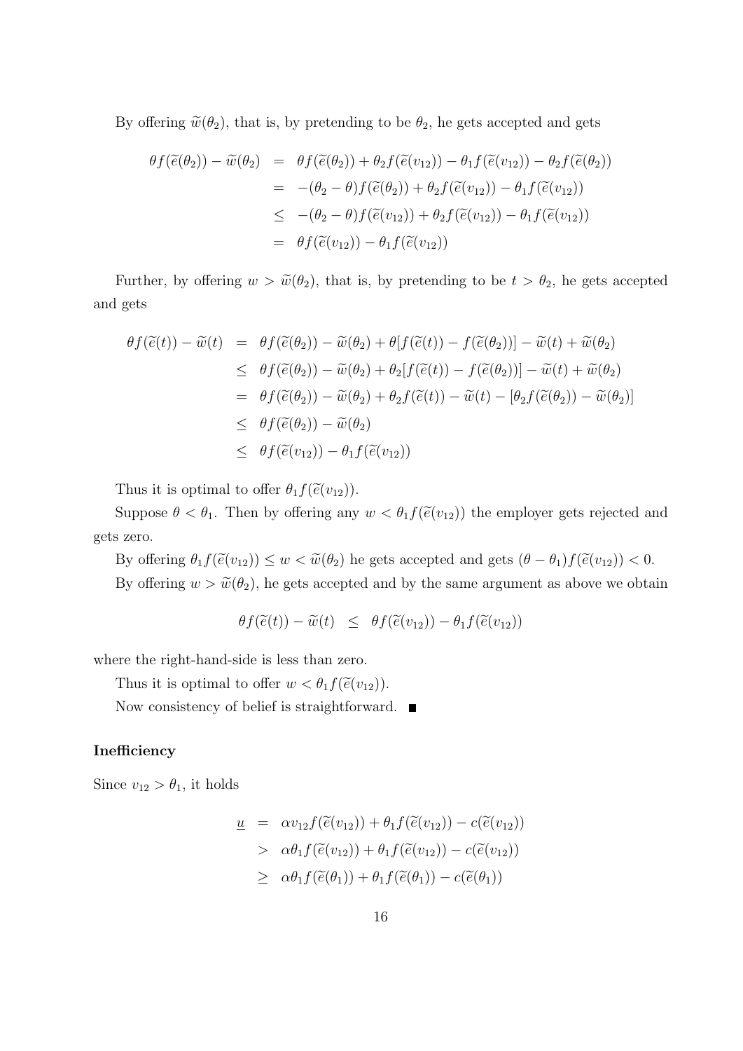By offering $\widetilde{w}(\theta_2)$, that is, by pretending to be $\theta_2$, he gets accepted and gets

$$
\begin{aligned}
\theta f(\widetilde{e}(\theta_2)) - \widetilde{w}(\theta_2) &= \theta f(\widetilde{e}(\theta_2)) + \theta_2 f(\widetilde{e}(v_{12})) - \theta_1 f(\widetilde{e}(v_{12})) - \theta_2 f(\widetilde{e}(\theta_2)) \\
&= -(\theta_2 - \theta) f(\widetilde{e}(\theta_2)) + \theta_2 f(\widetilde{e}(v_{12})) - \theta_1 f(\widetilde{e}(v_{12})) \\
&\leq -(\theta_2 - \theta) f(\widetilde{e}(v_{12})) + \theta_2 f(\widetilde{e}(v_{12})) - \theta_1 f(\widetilde{e}(v_{12})) \\
&= \theta f(\widetilde{e}(v_{12})) - \theta_1 f(\widetilde{e}(v_{12}))
\end{aligned}
$$

Further, by offering $w > \widetilde{w}(\theta_2)$, that is, by pretending to be $t > \theta_2$, he gets accepted and gets

$$
\begin{aligned}
\theta f(\widetilde{e}(t)) - \widetilde{w}(t) &= \theta f(\widetilde{e}(\theta_2)) - \widetilde{w}(\theta_2) + \theta[f(\widetilde{e}(t)) - f(\widetilde{e}(\theta_2))] - \widetilde{w}(t) + \widetilde{w}(\theta_2) \\
&\leq \theta f(\widetilde{e}(\theta_2)) - \widetilde{w}(\theta_2) + \theta_2[f(\widetilde{e}(t)) - f(\widetilde{e}(\theta_2))] - \widetilde{w}(t) + \widetilde{w}(\theta_2) \\
&= \theta f(\widetilde{e}(\theta_2)) - \widetilde{w}(\theta_2) + \theta_2 f(\widetilde{e}(t)) - \widetilde{w}(t) - [\theta_2 f(\widetilde{e}(\theta_2)) - \widetilde{w}(\theta_2)] \\
&\leq \theta f(\widetilde{e}(\theta_2)) - \widetilde{w}(\theta_2) \\
&\leq \theta f(\widetilde{e}(v_{12})) - \theta_1 f(\widetilde{e}(v_{12}))
\end{aligned}
$$

Thus it is optimal to offer $\theta_1 f(\widetilde{e}(v_{12}))$.

Suppose $\theta < \theta_1$. Then by offering any $w < \theta_1 f(\widetilde{e}(v_{12}))$ the employer gets rejected and gets zero.

By offering $\theta_1 f(\widetilde{e}(v_{12})) \leq w < \widetilde{w}(\theta_2)$ he gets accepted and gets $(\theta - \theta_1) f(\widetilde{e}(v_{12})) < 0$.

By offering $w > \widetilde{w}(\theta_2)$, he gets accepted and by the same argument as above we obtain

$$
\theta f(\widetilde{e}(t)) - \widetilde{w}(t) \leq \theta f(\widetilde{e}(v_{12})) - \theta_1 f(\widetilde{e}(v_{12}))
$$

where the right-hand-side is less than zero.

Thus it is optimal to offer $w < \theta_1 f(\widetilde{e}(v_{12}))$.

Now consistency of belief is straightforward. ■

### Inefficiency

Since $v_{12} > \theta_1$, it holds

$$
\begin{aligned}
\underline{u} &= \alpha v_{12} f(\widetilde{e}(v_{12})) + \theta_1 f(\widetilde{e}(v_{12})) - c(\widetilde{e}(v_{12})) \\
&> \alpha \theta_1 f(\widetilde{e}(v_{12})) + \theta_1 f(\widetilde{e}(v_{12})) - c(\widetilde{e}(v_{12})) \\
&\geq \alpha \theta_1 f(\widetilde{e}(\theta_1)) + \theta_1 f(\widetilde{e}(\theta_1)) - c(\widetilde{e}(\theta_1))
\end{aligned}
$$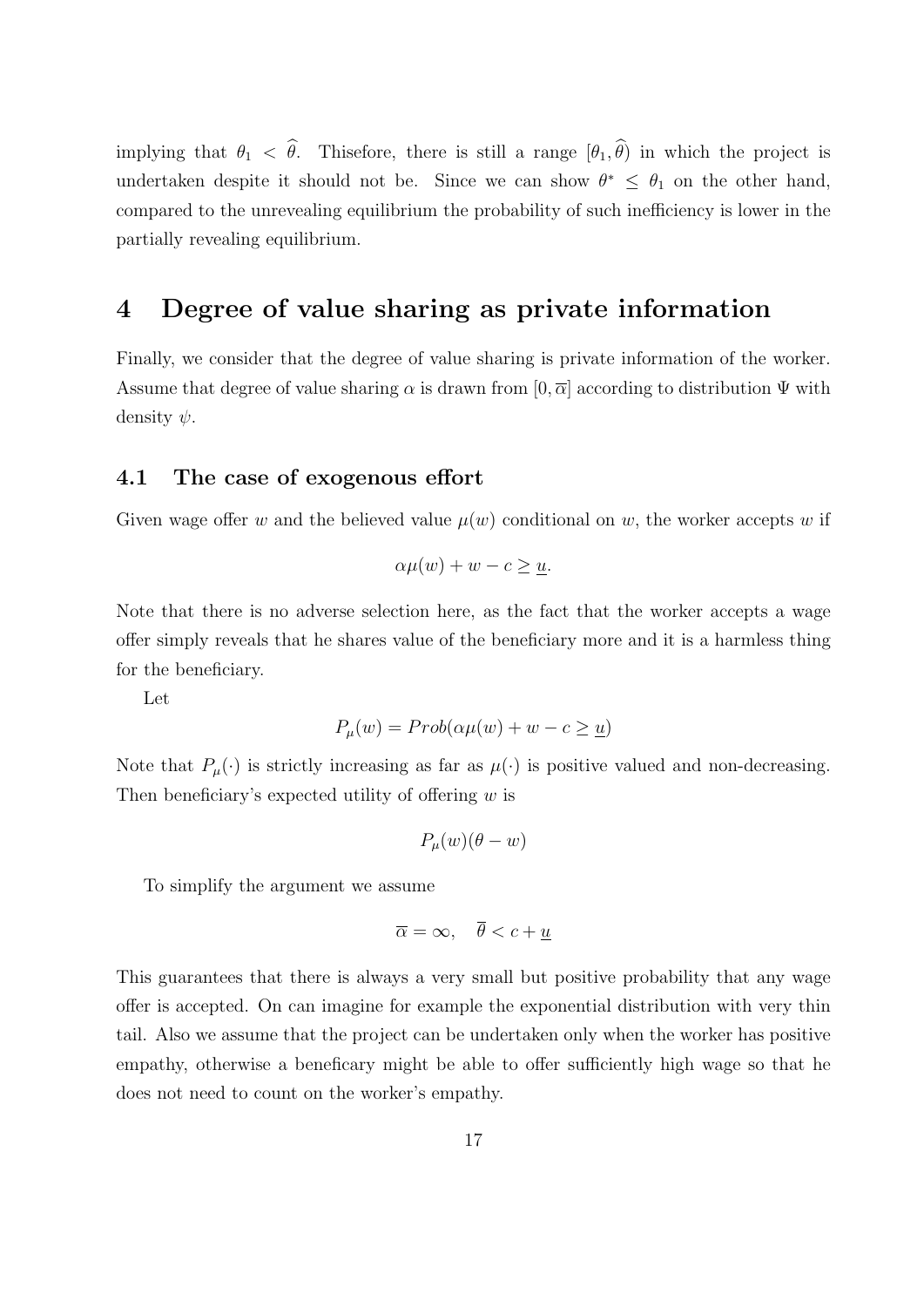implying that $\theta_1 < \widehat{\theta}$. Thisefore, there is still a range $[\theta_1, \widehat{\theta})$ in which the project is undertaken despite it should not be. Since we can show $\theta^* \leq \theta_1$ on the other hand, compared to the unrevealing equilibrium the probability of such inefficiency is lower in the partially revealing equilibrium.

# 4 Degree of value sharing as private information

Finally, we consider that the degree of value sharing is private information of the worker. Assume that degree of value sharing $\alpha$ is drawn from $[0, \overline{\alpha}]$ according to distribution $\Psi$ with density $\psi$.

## 4.1 The case of exogenous effort

Given wage offer $w$ and the believed value $\mu(w)$ conditional on $w$, the worker accepts $w$ if

$$\alpha\mu(w) + w - c \geq \underline{u}.$$

Note that there is no adverse selection here, as the fact that the worker accepts a wage offer simply reveals that he shares value of the beneficiary more and it is a harmless thing for the beneficiary.

Let

$$P_\mu(w) = Prob(\alpha\mu(w) + w - c \geq \underline{u})$$

Note that $P_\mu(\cdot)$ is strictly increasing as far as $\mu(\cdot)$ is positive valued and non-decreasing. Then beneficiary's expected utility of offering $w$ is

$$P_\mu(w)(\theta - w)$$

To simplify the argument we assume

$$\overline{\alpha} = \infty, \quad \overline{\theta} < c + \underline{u}$$

This guarantees that there is always a very small but positive probability that any wage offer is accepted. On can imagine for example the exponential distribution with very thin tail. Also we assume that the project can be undertaken only when the worker has positive empathy, otherwise a beneficary might be able to offer sufficiently high wage so that he does not need to count on the worker's empathy.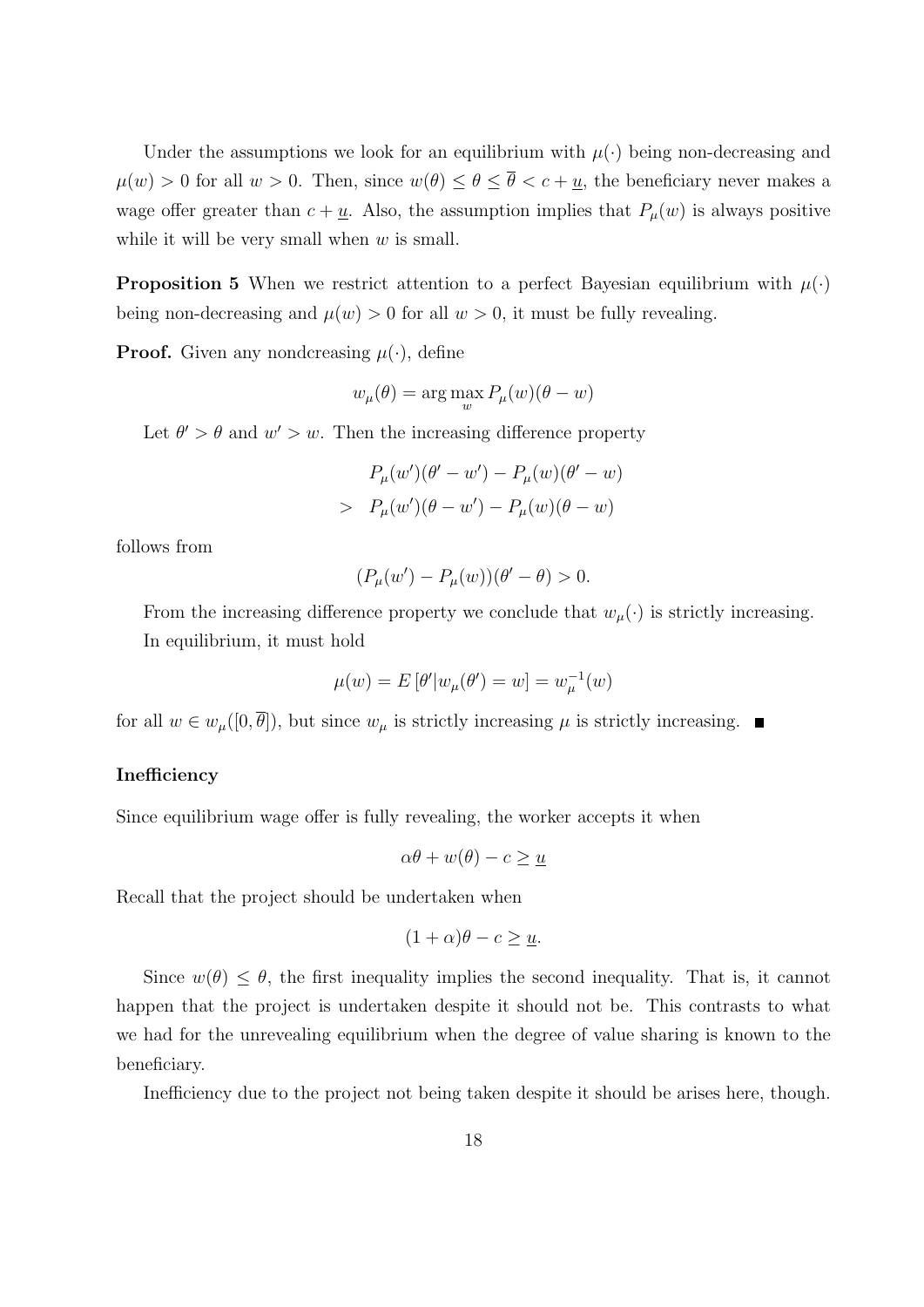Under the assumptions we look for an equilibrium with $\mu(\cdot)$ being non-decreasing and $\mu(w) > 0$ for all $w > 0$. Then, since $w(\theta) \leq \theta \leq \overline{\theta} < c + \underline{u}$, the beneficiary never makes a wage offer greater than $c + \underline{u}$. Also, the assumption implies that $P_\mu(w)$ is always positive while it will be very small when $w$ is small.

**Proposition 5** When we restrict attention to a perfect Bayesian equilibrium with $\mu(\cdot)$ being non-decreasing and $\mu(w) > 0$ for all $w > 0$, it must be fully revealing.

**Proof.** Given any nondcreasing $\mu(\cdot)$, define

$$w_\mu(\theta) = \arg\max_w P_\mu(w)(\theta - w)$$

Let $\theta' > \theta$ and $w' > w$. Then the increasing difference property

$$\begin{aligned} & P_\mu(w')(\theta' - w') - P_\mu(w)(\theta' - w) \\ > \;\; & P_\mu(w')(\theta - w') - P_\mu(w)(\theta - w) \end{aligned}$$

follows from

$$(P_\mu(w') - P_\mu(w))(\theta' - \theta) > 0.$$

From the increasing difference property we conclude that $w_\mu(\cdot)$ is strictly increasing.

In equilibrium, it must hold

$$\mu(w) = E\left[\theta' | w_\mu(\theta') = w\right] = w_\mu^{-1}(w)$$

for all $w \in w_\mu([0, \overline{\theta}])$, but since $w_\mu$ is strictly increasing $\mu$ is strictly increasing. ■

**Inefficiency**

Since equilibrium wage offer is fully revealing, the worker accepts it when

$$\alpha\theta + w(\theta) - c \geq \underline{u}$$

Recall that the project should be undertaken when

$$(1 + \alpha)\theta - c \geq \underline{u}.$$

Since $w(\theta) \leq \theta$, the first inequality implies the second inequality. That is, it cannot happen that the project is undertaken despite it should not be. This contrasts to what we had for the unrevealing equilibrium when the degree of value sharing is known to the beneficiary.

Inefficiency due to the project not being taken despite it should be arises here, though.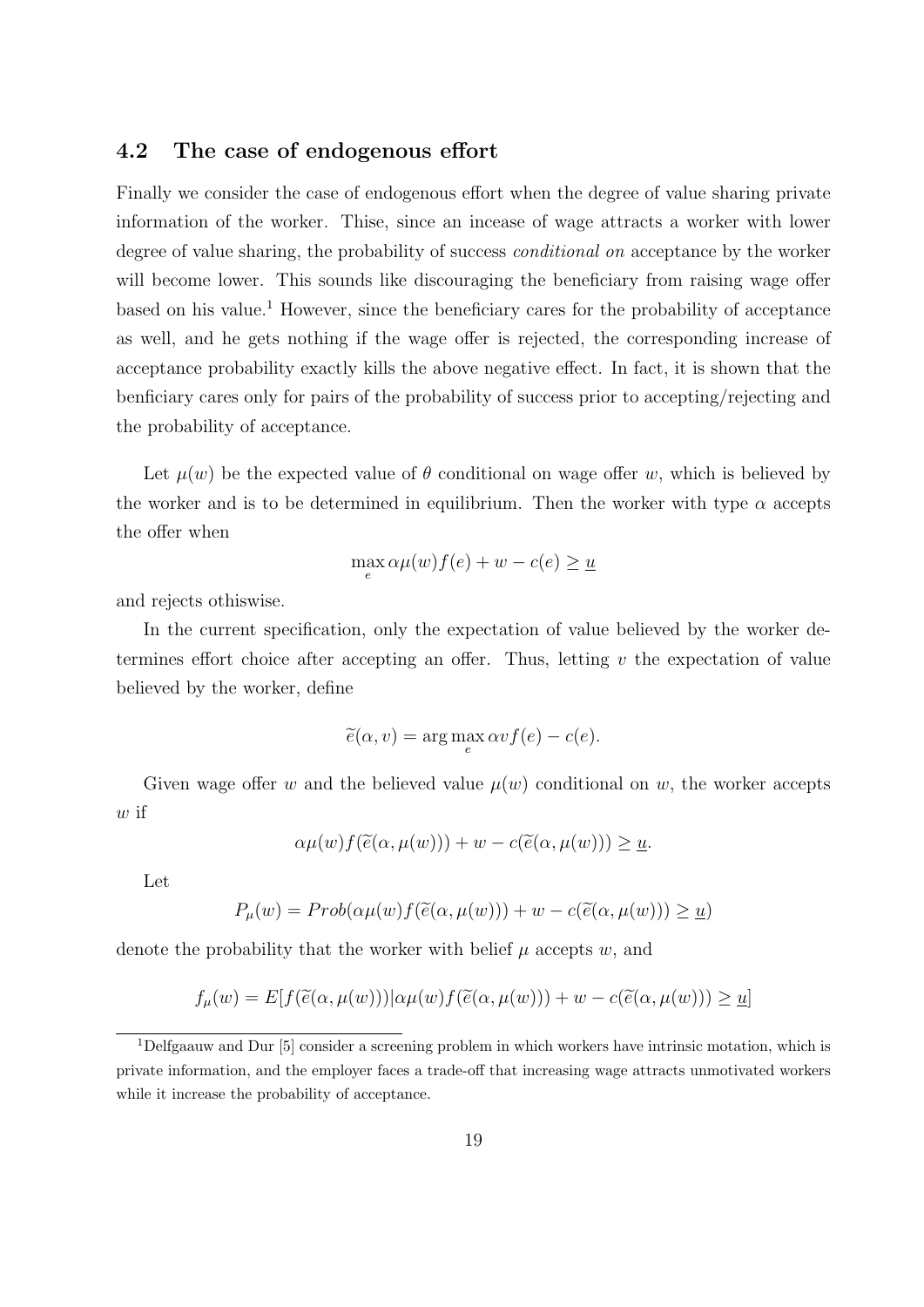### 4.2 The case of endogenous effort

Finally we consider the case of endogenous effort when the degree of value sharing private information of the worker. Thise, since an incease of wage attracts a worker with lower degree of value sharing, the probability of success *conditional on* acceptance by the worker will become lower. This sounds like discouraging the beneficiary from raising wage offer based on his value.[1] However, since the beneficiary cares for the probability of acceptance as well, and he gets nothing if the wage offer is rejected, the corresponding increase of acceptance probability exactly kills the above negative effect. In fact, it is shown that the benficiary cares only for pairs of the probability of success prior to accepting/rejecting and the probability of acceptance.

Let $\mu(w)$ be the expected value of $\theta$ conditional on wage offer $w$, which is believed by the worker and is to be determined in equilibrium. Then the worker with type $\alpha$ accepts the offer when

$$\max_{e} \alpha\mu(w)f(e) + w - c(e) \geq \underline{u}$$

and rejects othiswise.

In the current specification, only the expectation of value believed by the worker determines effort choice after accepting an offer. Thus, letting $v$ the expectation of value believed by the worker, define

$$\widetilde{e}(\alpha, v) = \arg\max_{e} \alpha v f(e) - c(e).$$

Given wage offer $w$ and the believed value $\mu(w)$ conditional on $w$, the worker accepts $w$ if

$$\alpha\mu(w)f(\widetilde{e}(\alpha, \mu(w))) + w - c(\widetilde{e}(\alpha, \mu(w))) \geq \underline{u}.$$

Let

$$P_{\mu}(w) = Prob(\alpha\mu(w)f(\widetilde{e}(\alpha, \mu(w))) + w - c(\widetilde{e}(\alpha, \mu(w))) \geq \underline{u})$$

denote the probability that the worker with belief $\mu$ accepts $w$, and

$$f_{\mu}(w) = E[f(\widetilde{e}(\alpha, \mu(w)))|\alpha\mu(w)f(\widetilde{e}(\alpha, \mu(w))) + w - c(\widetilde{e}(\alpha, \mu(w))) \geq \underline{u}]$$

[1] Delfgaauw and Dur [5] consider a screening problem in which workers have intrinsic motation, which is private information, and the employer faces a trade-off that increasing wage attracts unmotivated workers while it increase the probability of acceptance.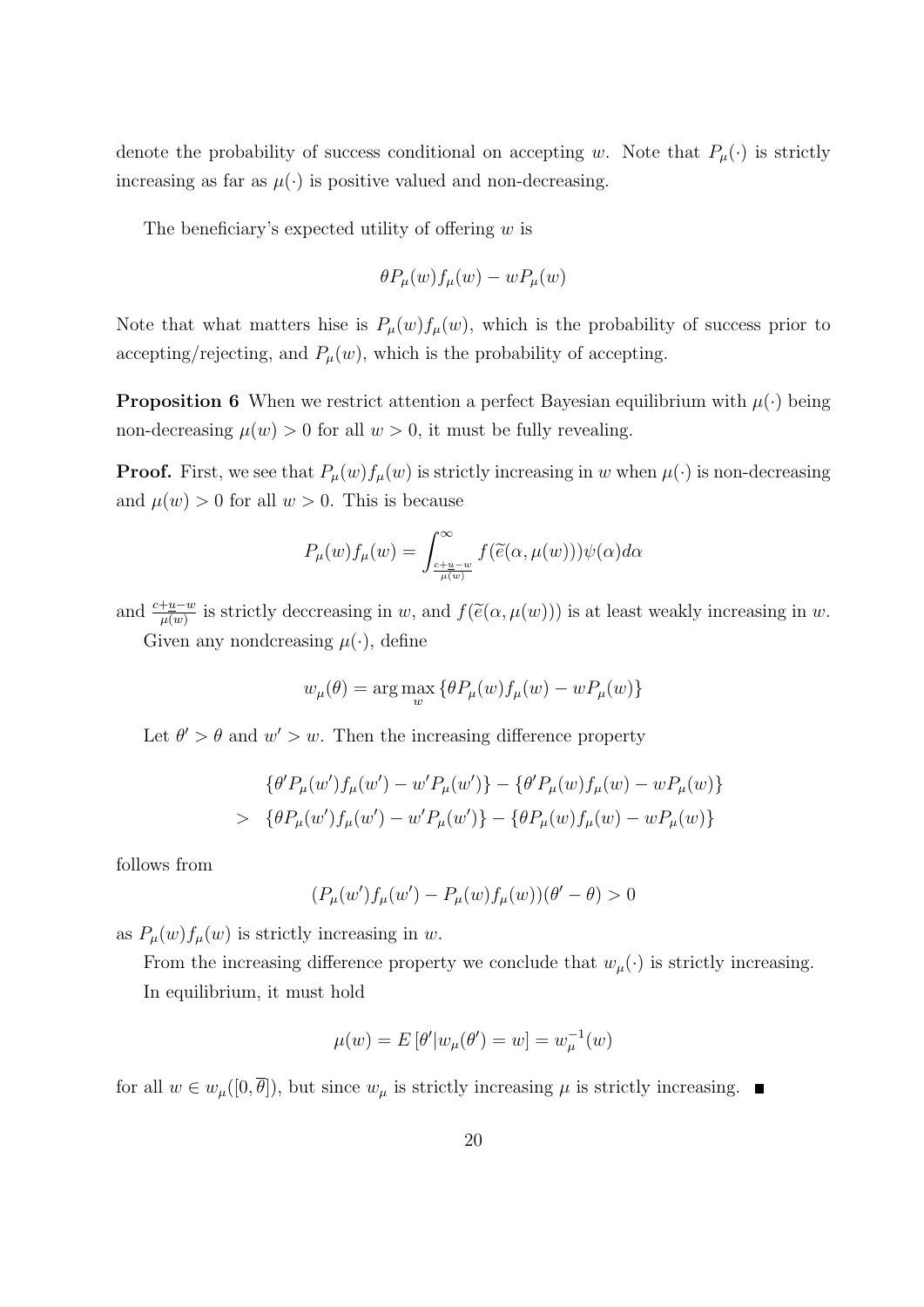denote the probability of success conditional on accepting $w$. Note that $P_\mu(\cdot)$ is strictly increasing as far as $\mu(\cdot)$ is positive valued and non-decreasing.

The beneficiary's expected utility of offering $w$ is

$$\theta P_\mu(w) f_\mu(w) - w P_\mu(w)$$

Note that what matters hise is $P_\mu(w) f_\mu(w)$, which is the probability of success prior to accepting/rejecting, and $P_\mu(w)$, which is the probability of accepting.

**Proposition 6** When we restrict attention a perfect Bayesian equilibrium with $\mu(\cdot)$ being non-decreasing $\mu(w) > 0$ for all $w > 0$, it must be fully revealing.

**Proof.** First, we see that $P_\mu(w) f_\mu(w)$ is strictly increasing in $w$ when $\mu(\cdot)$ is non-decreasing and $\mu(w) > 0$ for all $w > 0$. This is because

$$P_\mu(w) f_\mu(w) = \int_{\frac{c+\underline{u}-w}{\mu(w)}}^{\infty} f(\widetilde{e}(\alpha, \mu(w)))\psi(\alpha) d\alpha$$

and $\frac{c+\underline{u}-w}{\mu(w)}$ is strictly deccreasing in $w$, and $f(\widetilde{e}(\alpha, \mu(w)))$ is at least weakly increasing in $w$.

Given any nondcreasing $\mu(\cdot)$, define

$$w_\mu(\theta) = \arg\max_w \{\theta P_\mu(w) f_\mu(w) - w P_\mu(w)\}$$

Let $\theta' > \theta$ and $w' > w$. Then the increasing difference property

$$\begin{aligned}
& \{\theta' P_\mu(w') f_\mu(w') - w' P_\mu(w')\} - \{\theta' P_\mu(w) f_\mu(w) - w P_\mu(w)\} \\
> \;& \{\theta P_\mu(w') f_\mu(w') - w' P_\mu(w')\} - \{\theta P_\mu(w) f_\mu(w) - w P_\mu(w)\}
\end{aligned}$$

follows from

$$(P_\mu(w') f_\mu(w') - P_\mu(w) f_\mu(w))(\theta' - \theta) > 0$$

as $P_\mu(w) f_\mu(w)$ is strictly increasing in $w$.

From the increasing difference property we conclude that $w_\mu(\cdot)$ is strictly increasing.

In equilibrium, it must hold

$$\mu(w) = E\left[\theta' | w_\mu(\theta') = w\right] = w_\mu^{-1}(w)$$

for all $w \in w_\mu([0, \overline{\theta}])$, but since $w_\mu$ is strictly increasing $\mu$ is strictly increasing. ■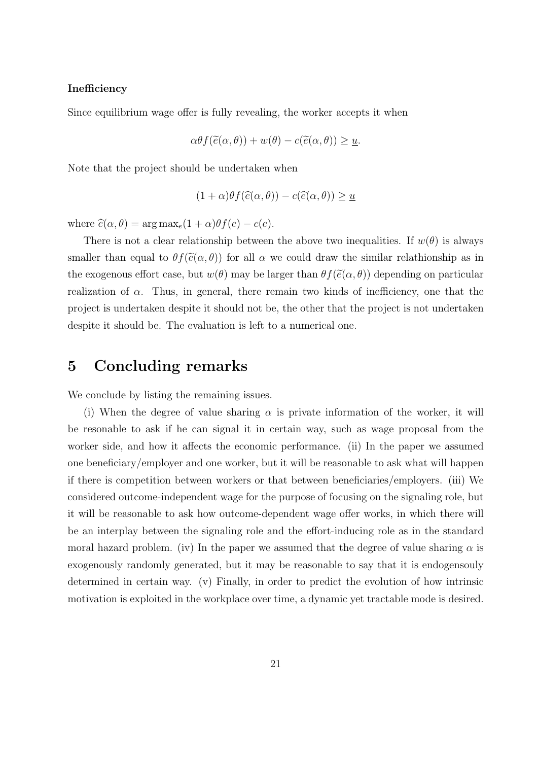**Inefficiency**

Since equilibrium wage offer is fully revealing, the worker accepts it when

$$\alpha\theta f(\widetilde{e}(\alpha,\theta)) + w(\theta) - c(\widetilde{e}(\alpha,\theta)) \geq \underline{u}.$$

Note that the project should be undertaken when

$$(1+\alpha)\theta f(\widehat{e}(\alpha,\theta)) - c(\widehat{e}(\alpha,\theta)) \geq \underline{u}$$

where $\widehat{e}(\alpha,\theta) = \arg\max_e (1+\alpha)\theta f(e) - c(e)$.

There is not a clear relationship between the above two inequalities. If $w(\theta)$ is always smaller than equal to $\theta f(\widetilde{e}(\alpha,\theta))$ for all $\alpha$ we could draw the similar relathionship as in the exogenous effort case, but $w(\theta)$ may be larger than $\theta f(\widetilde{e}(\alpha,\theta))$ depending on particular realization of $\alpha$. Thus, in general, there remain two kinds of inefficiency, one that the project is undertaken despite it should not be, the other that the project is not undertaken despite it should be. The evaluation is left to a numerical one.

# 5 Concluding remarks

We conclude by listing the remaining issues.

(i) When the degree of value sharing $\alpha$ is private information of the worker, it will be resonable to ask if he can signal it in certain way, such as wage proposal from the worker side, and how it affects the economic performance. (ii) In the paper we assumed one beneficiary/employer and one worker, but it will be reasonable to ask what will happen if there is competition between workers or that between beneficiaries/employers. (iii) We considered outcome-independent wage for the purpose of focusing on the signaling role, but it will be reasonable to ask how outcome-dependent wage offer works, in which there will be an interplay between the signaling role and the effort-inducing role as in the standard moral hazard problem. (iv) In the paper we assumed that the degree of value sharing $\alpha$ is exogenously randomly generated, but it may be reasonable to say that it is endogensouly determined in certain way. (v) Finally, in order to predict the evolution of how intrinsic motivation is exploited in the workplace over time, a dynamic yet tractable mode is desired.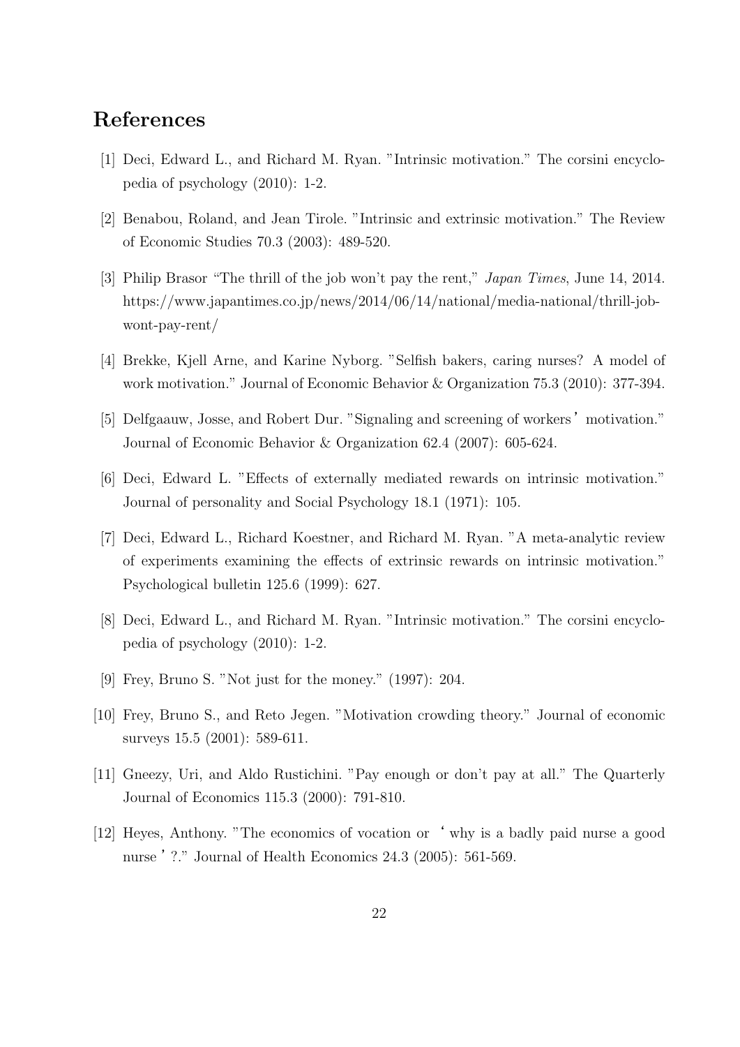# References

[1] Deci, Edward L., and Richard M. Ryan. "Intrinsic motivation." The corsini encyclopedia of psychology (2010): 1-2.

[2] Benabou, Roland, and Jean Tirole. "Intrinsic and extrinsic motivation." The Review of Economic Studies 70.3 (2003): 489-520.

[3] Philip Brasor "The thrill of the job won't pay the rent," *Japan Times*, June 14, 2014. https://www.japantimes.co.jp/news/2014/06/14/national/media-national/thrill-job-wont-pay-rent/

[4] Brekke, Kjell Arne, and Karine Nyborg. "Selfish bakers, caring nurses? A model of work motivation." Journal of Economic Behavior & Organization 75.3 (2010): 377-394.

[5] Delfgaauw, Josse, and Robert Dur. "Signaling and screening of workers' motivation." Journal of Economic Behavior & Organization 62.4 (2007): 605-624.

[6] Deci, Edward L. "Effects of externally mediated rewards on intrinsic motivation." Journal of personality and Social Psychology 18.1 (1971): 105.

[7] Deci, Edward L., Richard Koestner, and Richard M. Ryan. "A meta-analytic review of experiments examining the effects of extrinsic rewards on intrinsic motivation." Psychological bulletin 125.6 (1999): 627.

[8] Deci, Edward L., and Richard M. Ryan. "Intrinsic motivation." The corsini encyclopedia of psychology (2010): 1-2.

[9] Frey, Bruno S. "Not just for the money." (1997): 204.

[10] Frey, Bruno S., and Reto Jegen. "Motivation crowding theory." Journal of economic surveys 15.5 (2001): 589-611.

[11] Gneezy, Uri, and Aldo Rustichini. "Pay enough or don't pay at all." The Quarterly Journal of Economics 115.3 (2000): 791-810.

[12] Heyes, Anthony. "The economics of vocation or 'why is a badly paid nurse a good nurse'?." Journal of Health Economics 24.3 (2005): 561-569.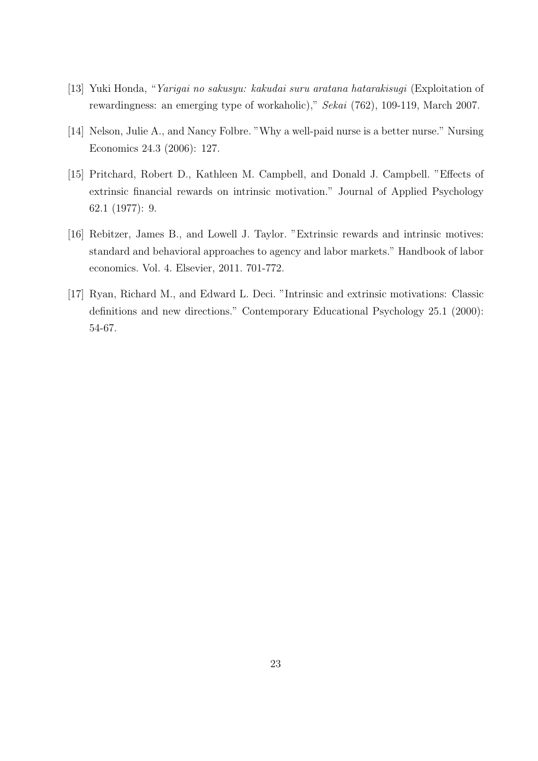[13] Yuki Honda, "*Yarigai no sakusyu: kakudai suru aratana hatarakisugi* (Exploitation of rewardingness: an emerging type of workaholic)," *Sekai* (762), 109-119, March 2007.

[14] Nelson, Julie A., and Nancy Folbre. "Why a well-paid nurse is a better nurse." Nursing Economics 24.3 (2006): 127.

[15] Pritchard, Robert D., Kathleen M. Campbell, and Donald J. Campbell. "Effects of extrinsic financial rewards on intrinsic motivation." Journal of Applied Psychology 62.1 (1977): 9.

[16] Rebitzer, James B., and Lowell J. Taylor. "Extrinsic rewards and intrinsic motives: standard and behavioral approaches to agency and labor markets." Handbook of labor economics. Vol. 4. Elsevier, 2011. 701-772.

[17] Ryan, Richard M., and Edward L. Deci. "Intrinsic and extrinsic motivations: Classic definitions and new directions." Contemporary Educational Psychology 25.1 (2000): 54-67.